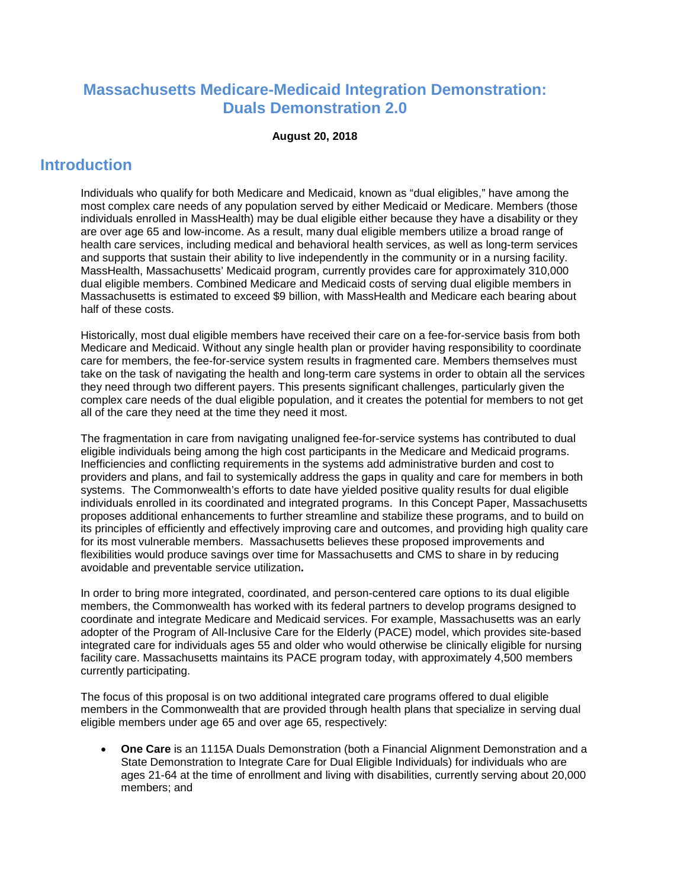# Massachusetts Medicare-Medicaid Integration Demonstration: Duals Demonstration 2.0

**August 20, 2018**

## Introduction

Individuals who qualify for both Medicare and Medicaid, known as "dual eligibles," have among the most complex care needs of any population served by either Medicaid or Medicare. Members (those individuals enrolled in MassHealth) may be dual eligible either because they have a disability or they are over age 65 and low-income. As a result, many dual eligible members utilize a broad range of health care services, including medical and behavioral health services, as well as long-term services and supports that sustain their ability to live independently in the community or in a nursing facility. MassHealth, Massachusetts' Medicaid program, currently provides care for approximately 310,000 dual eligible members. Combined Medicare and Medicaid costs of serving dual eligible members in Massachusetts is estimated to exceed $9 billion, with MassHealth and Medicare each bearing about half of these costs.

Historically, most dual eligible members have received their care on a fee-for-service basis from both Medicare and Medicaid. Without any single health plan or provider having responsibility to coordinate care for members, the fee-for-service system results in fragmented care. Members themselves must take on the task of navigating the health and long-term care systems in order to obtain all the services they need through two different payers. This presents significant challenges, particularly given the complex care needs of the dual eligible population, and it creates the potential for members to not get all of the care they need at the time they need it most.

The fragmentation in care from navigating unaligned fee-for-service systems has contributed to dual eligible individuals being among the high cost participants in the Medicare and Medicaid programs. Inefficiencies and conflicting requirements in the systems add administrative burden and cost to providers and plans, and fail to systemically address the gaps in quality and care for members in both systems. The Commonwealth's efforts to date have yielded positive quality results for dual eligible individuals enrolled in its coordinated and integrated programs. In this Concept Paper, Massachusetts proposes additional enhancements to further streamline and stabilize these programs, and to build on its principles of efficiently and effectively improving care and outcomes, and providing high quality care for its most vulnerable members. Massachusetts believes these proposed improvements and flexibilities would produce savings over time for Massachusetts and CMS to share in by reducing avoidable and preventable service utilization.

In order to bring more integrated, coordinated, and person-centered care options to its dual eligible members, the Commonwealth has worked with its federal partners to develop programs designed to coordinate and integrate Medicare and Medicaid services. For example, Massachusetts was an early adopter of the Program of All-Inclusive Care for the Elderly (PACE) model, which provides site-based integrated care for individuals ages 55 and older who would otherwise be clinically eligible for nursing facility care. Massachusetts maintains its PACE program today, with approximately 4,500 members currently participating.

The focus of this proposal is on two additional integrated care programs offered to dual eligible members in the Commonwealth that are provided through health plans that specialize in serving dual eligible members under age 65 and over age 65, respectively:

- **One Care** is an 1115A Duals Demonstration (both a Financial Alignment Demonstration and a State Demonstration to Integrate Care for Dual Eligible Individuals) for individuals who are ages 21-64 at the time of enrollment and living with disabilities, currently serving about 20,000 members; and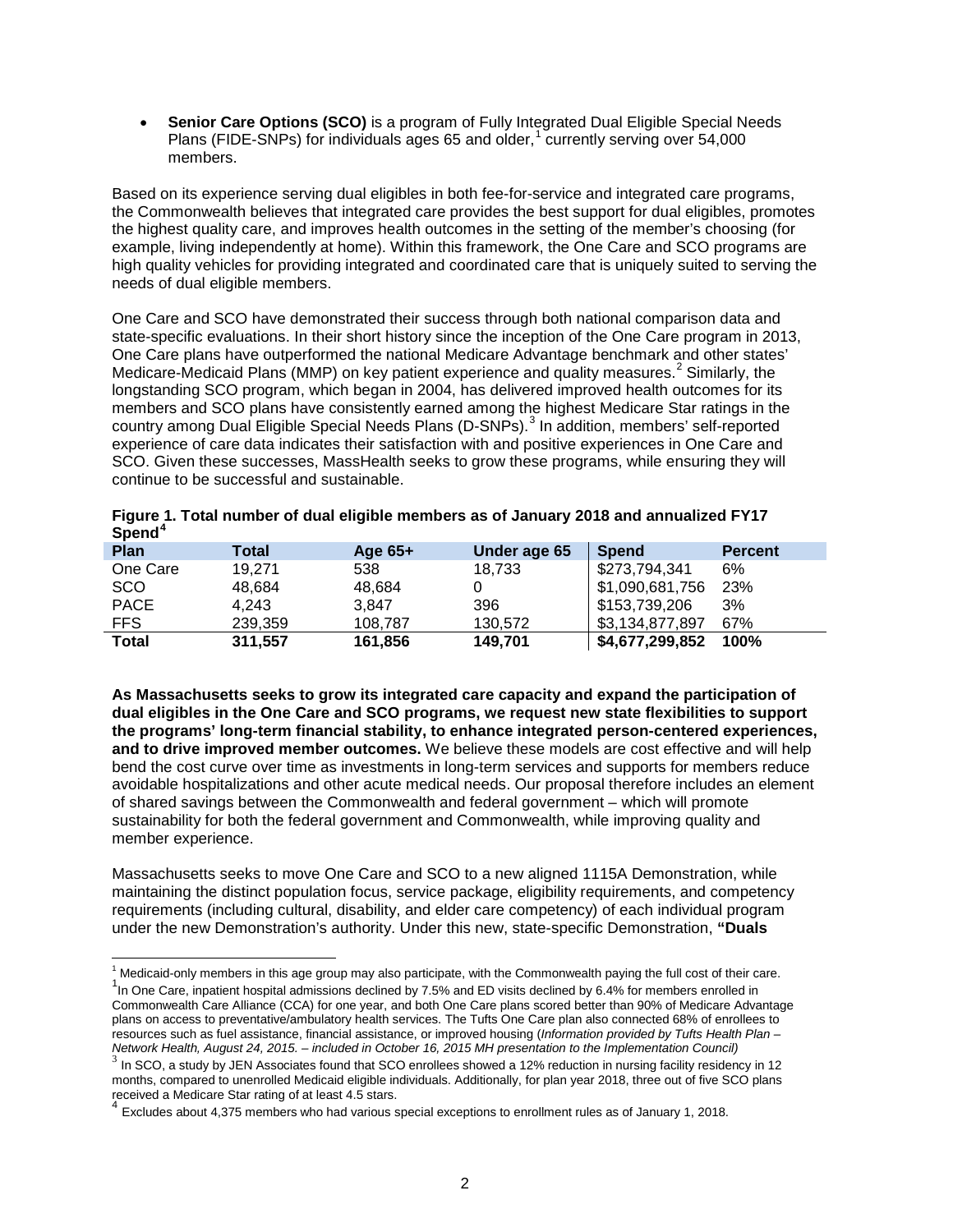- **Senior Care Options (SCO)** is a program of Fully Integrated Dual Eligible Special Needs Plans (FIDE-SNPs) for individuals ages 65 and older,[1] currently serving over 54,000 members.

Based on its experience serving dual eligibles in both fee-for-service and integrated care programs, the Commonwealth believes that integrated care provides the best support for dual eligibles, promotes the highest quality care, and improves health outcomes in the setting of the member's choosing (for example, living independently at home). Within this framework, the One Care and SCO programs are high quality vehicles for providing integrated and coordinated care that is uniquely suited to serving the needs of dual eligible members.

One Care and SCO have demonstrated their success through both national comparison data and state-specific evaluations. In their short history since the inception of the One Care program in 2013, One Care plans have outperformed the national Medicare Advantage benchmark and other states' Medicare-Medicaid Plans (MMP) on key patient experience and quality measures.[2] Similarly, the longstanding SCO program, which began in 2004, has delivered improved health outcomes for its members and SCO plans have consistently earned among the highest Medicare Star ratings in the country among Dual Eligible Special Needs Plans (D-SNPs).[3] In addition, members' self-reported experience of care data indicates their satisfaction with and positive experiences in One Care and SCO. Given these successes, MassHealth seeks to grow these programs, while ensuring they will continue to be successful and sustainable.

**Figure 1. Total number of dual eligible members as of January 2018 and annualized FY17 Spend[4]**

| Plan | Total | Age 65+ | Under age 65 | Spend | Percent |
|---|---|---|---|---|---|
| One Care | 19,271 | 538 | 18,733 | $273,794,341 | 6% |
| SCO | 48,684 | 48,684 | 0 | $1,090,681,756 | 23% |
| PACE | 4,243 | 3,847 | 396 | $153,739,206 | 3% |
| FFS | 239,359 | 108,787 | 130,572 | $3,134,877,897 | 67% |
| **Total** | **311,557** | **161,856** | **149,701** | **$4,677,299,852** | **100%** |

**As Massachusetts seeks to grow its integrated care capacity and expand the participation of dual eligibles in the One Care and SCO programs, we request new state flexibilities to support the programs' long-term financial stability, to enhance integrated person-centered experiences, and to drive improved member outcomes.** We believe these models are cost effective and will help bend the cost curve over time as investments in long-term services and supports for members reduce avoidable hospitalizations and other acute medical needs. Our proposal therefore includes an element of shared savings between the Commonwealth and federal government – which will promote sustainability for both the federal government and Commonwealth, while improving quality and member experience.

Massachusetts seeks to move One Care and SCO to a new aligned 1115A Demonstration, while maintaining the distinct population focus, service package, eligibility requirements, and competency requirements (including cultural, disability, and elder care competency) of each individual program under the new Demonstration's authority. Under this new, state-specific Demonstration, **"Duals**

---

[1] Medicaid-only members in this age group may also participate, with the Commonwealth paying the full cost of their care.

[2] In One Care, inpatient hospital admissions declined by 7.5% and ED visits declined by 6.4% for members enrolled in Commonwealth Care Alliance (CCA) for one year, and both One Care plans scored better than 90% of Medicare Advantage plans on access to preventative/ambulatory health services. The Tufts One Care plan also connected 68% of enrollees to resources such as fuel assistance, financial assistance, or improved housing (*Information provided by Tufts Health Plan – Network Health, August 24, 2015. – included in October 16, 2015 MH presentation to the Implementation Council)*

[3] In SCO, a study by JEN Associates found that SCO enrollees showed a 12% reduction in nursing facility residency in 12 months, compared to unenrolled Medicaid eligible individuals. Additionally, for plan year 2018, three out of five SCO plans received a Medicare Star rating of at least 4.5 stars.

[4] Excludes about 4,375 members who had various special exceptions to enrollment rules as of January 1, 2018.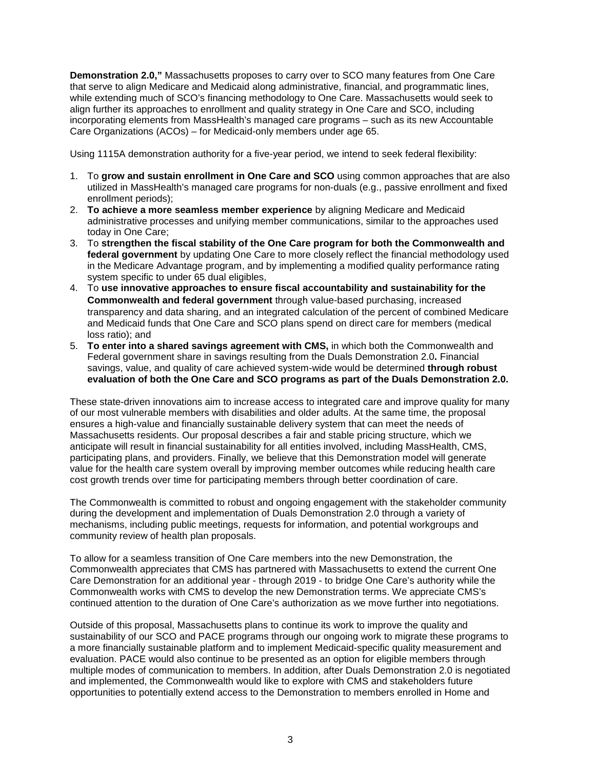**Demonstration 2.0,"** Massachusetts proposes to carry over to SCO many features from One Care that serve to align Medicare and Medicaid along administrative, financial, and programmatic lines, while extending much of SCO's financing methodology to One Care. Massachusetts would seek to align further its approaches to enrollment and quality strategy in One Care and SCO, including incorporating elements from MassHealth's managed care programs – such as its new Accountable Care Organizations (ACOs) – for Medicaid-only members under age 65.

Using 1115A demonstration authority for a five-year period, we intend to seek federal flexibility:

1. To **grow and sustain enrollment in One Care and SCO** using common approaches that are also utilized in MassHealth's managed care programs for non-duals (e.g., passive enrollment and fixed enrollment periods);
2. **To achieve a more seamless member experience** by aligning Medicare and Medicaid administrative processes and unifying member communications, similar to the approaches used today in One Care;
3. To **strengthen the fiscal stability of the One Care program for both the Commonwealth and federal government** by updating One Care to more closely reflect the financial methodology used in the Medicare Advantage program, and by implementing a modified quality performance rating system specific to under 65 dual eligibles,
4. To **use innovative approaches to ensure fiscal accountability and sustainability for the Commonwealth and federal government** through value-based purchasing, increased transparency and data sharing, and an integrated calculation of the percent of combined Medicare and Medicaid funds that One Care and SCO plans spend on direct care for members (medical loss ratio); and
5. **To enter into a shared savings agreement with CMS,** in which both the Commonwealth and Federal government share in savings resulting from the Duals Demonstration 2.0**.** Financial savings, value, and quality of care achieved system-wide would be determined **through robust evaluation of both the One Care and SCO programs as part of the Duals Demonstration 2.0.**

These state-driven innovations aim to increase access to integrated care and improve quality for many of our most vulnerable members with disabilities and older adults. At the same time, the proposal ensures a high-value and financially sustainable delivery system that can meet the needs of Massachusetts residents. Our proposal describes a fair and stable pricing structure, which we anticipate will result in financial sustainability for all entities involved, including MassHealth, CMS, participating plans, and providers. Finally, we believe that this Demonstration model will generate value for the health care system overall by improving member outcomes while reducing health care cost growth trends over time for participating members through better coordination of care.

The Commonwealth is committed to robust and ongoing engagement with the stakeholder community during the development and implementation of Duals Demonstration 2.0 through a variety of mechanisms, including public meetings, requests for information, and potential workgroups and community review of health plan proposals.

To allow for a seamless transition of One Care members into the new Demonstration, the Commonwealth appreciates that CMS has partnered with Massachusetts to extend the current One Care Demonstration for an additional year - through 2019 - to bridge One Care's authority while the Commonwealth works with CMS to develop the new Demonstration terms. We appreciate CMS's continued attention to the duration of One Care's authorization as we move further into negotiations.

Outside of this proposal, Massachusetts plans to continue its work to improve the quality and sustainability of our SCO and PACE programs through our ongoing work to migrate these programs to a more financially sustainable platform and to implement Medicaid-specific quality measurement and evaluation. PACE would also continue to be presented as an option for eligible members through multiple modes of communication to members. In addition, after Duals Demonstration 2.0 is negotiated and implemented, the Commonwealth would like to explore with CMS and stakeholders future opportunities to potentially extend access to the Demonstration to members enrolled in Home and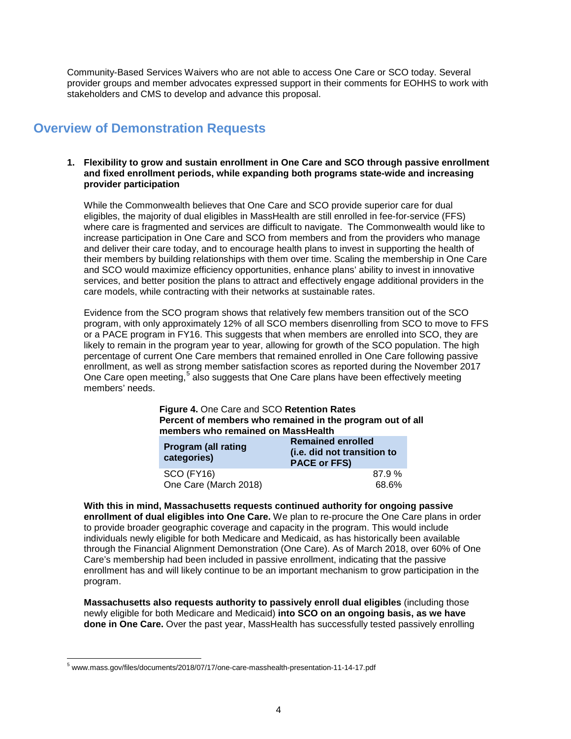Community-Based Services Waivers who are not able to access One Care or SCO today. Several provider groups and member advocates expressed support in their comments for EOHHS to work with stakeholders and CMS to develop and advance this proposal.

## Overview of Demonstration Requests

**1. Flexibility to grow and sustain enrollment in One Care and SCO through passive enrollment and fixed enrollment periods, while expanding both programs state-wide and increasing provider participation**

While the Commonwealth believes that One Care and SCO provide superior care for dual eligibles, the majority of dual eligibles in MassHealth are still enrolled in fee-for-service (FFS) where care is fragmented and services are difficult to navigate. The Commonwealth would like to increase participation in One Care and SCO from members and from the providers who manage and deliver their care today, and to encourage health plans to invest in supporting the health of their members by building relationships with them over time. Scaling the membership in One Care and SCO would maximize efficiency opportunities, enhance plans' ability to invest in innovative services, and better position the plans to attract and effectively engage additional providers in the care models, while contracting with their networks at sustainable rates.

Evidence from the SCO program shows that relatively few members transition out of the SCO program, with only approximately 12% of all SCO members disenrolling from SCO to move to FFS or a PACE program in FY16. This suggests that when members are enrolled into SCO, they are likely to remain in the program year to year, allowing for growth of the SCO population. The high percentage of current One Care members that remained enrolled in One Care following passive enrollment, as well as strong member satisfaction scores as reported during the November 2017 One Care open meeting,[5] also suggests that One Care plans have been effectively meeting members' needs.

**Figure 4.** One Care and SCO **Retention Rates**
**Percent of members who remained in the program out of all members who remained on MassHealth**

| Program (all rating categories) | Remained enrolled (i.e. did not transition to PACE or FFS) |
|---|---|
| SCO (FY16) | 87.9 % |
| One Care (March 2018) | 68.6% |

**With this in mind, Massachusetts requests continued authority for ongoing passive enrollment of dual eligibles into One Care.** We plan to re-procure the One Care plans in order to provide broader geographic coverage and capacity in the program. This would include individuals newly eligible for both Medicare and Medicaid, as has historically been available through the Financial Alignment Demonstration (One Care). As of March 2018, over 60% of One Care's membership had been included in passive enrollment, indicating that the passive enrollment has and will likely continue to be an important mechanism to grow participation in the program.

**Massachusetts also requests authority to passively enroll dual eligibles** (including those newly eligible for both Medicare and Medicaid) **into SCO on an ongoing basis, as we have done in One Care.** Over the past year, MassHealth has successfully tested passively enrolling

---

[5] www.mass.gov/files/documents/2018/07/17/one-care-masshealth-presentation-11-14-17.pdf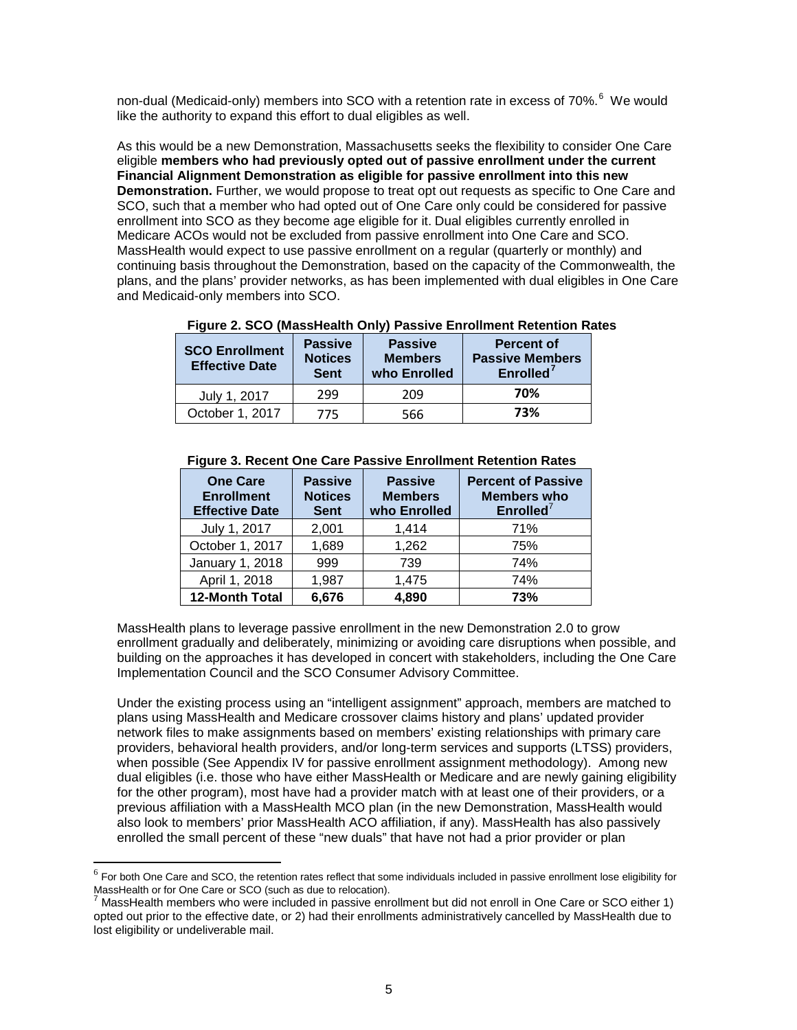non-dual (Medicaid-only) members into SCO with a retention rate in excess of 70%.[6] We would like the authority to expand this effort to dual eligibles as well.

As this would be a new Demonstration, Massachusetts seeks the flexibility to consider One Care eligible **members who had previously opted out of passive enrollment under the current Financial Alignment Demonstration as eligible for passive enrollment into this new Demonstration.** Further, we would propose to treat opt out requests as specific to One Care and SCO, such that a member who had opted out of One Care only could be considered for passive enrollment into SCO as they become age eligible for it. Dual eligibles currently enrolled in Medicare ACOs would not be excluded from passive enrollment into One Care and SCO. MassHealth would expect to use passive enrollment on a regular (quarterly or monthly) and continuing basis throughout the Demonstration, based on the capacity of the Commonwealth, the plans, and the plans' provider networks, as has been implemented with dual eligibles in One Care and Medicaid-only members into SCO.

**Figure 2. SCO (MassHealth Only) Passive Enrollment Retention Rates**

| SCO Enrollment Effective Date | Passive Notices Sent | Passive Members who Enrolled | Percent of Passive Members Enrolled[7] |
|---|---|---|---|
| July 1, 2017 | 299 | 209 | **70%** |
| October 1, 2017 | 775 | 566 | **73%** |

**Figure 3. Recent One Care Passive Enrollment Retention Rates**

| One Care Enrollment Effective Date | Passive Notices Sent | Passive Members who Enrolled | Percent of Passive Members who Enrolled[7] |
|---|---|---|---|
| July 1, 2017 | 2,001 | 1,414 | 71% |
| October 1, 2017 | 1,689 | 1,262 | 75% |
| January 1, 2018 | 999 | 739 | 74% |
| April 1, 2018 | 1,987 | 1,475 | 74% |
| **12-Month Total** | **6,676** | **4,890** | **73%** |

MassHealth plans to leverage passive enrollment in the new Demonstration 2.0 to grow enrollment gradually and deliberately, minimizing or avoiding care disruptions when possible, and building on the approaches it has developed in concert with stakeholders, including the One Care Implementation Council and the SCO Consumer Advisory Committee.

Under the existing process using an "intelligent assignment" approach, members are matched to plans using MassHealth and Medicare crossover claims history and plans' updated provider network files to make assignments based on members' existing relationships with primary care providers, behavioral health providers, and/or long-term services and supports (LTSS) providers, when possible (See Appendix IV for passive enrollment assignment methodology). Among new dual eligibles (i.e. those who have either MassHealth or Medicare and are newly gaining eligibility for the other program), most have had a provider match with at least one of their providers, or a previous affiliation with a MassHealth MCO plan (in the new Demonstration, MassHealth would also look to members' prior MassHealth ACO affiliation, if any). MassHealth has also passively enrolled the small percent of these "new duals" that have not had a prior provider or plan

---

[6] For both One Care and SCO, the retention rates reflect that some individuals included in passive enrollment lose eligibility for MassHealth or for One Care or SCO (such as due to relocation).

[7] MassHealth members who were included in passive enrollment but did not enroll in One Care or SCO either 1) opted out prior to the effective date, or 2) had their enrollments administratively cancelled by MassHealth due to lost eligibility or undeliverable mail.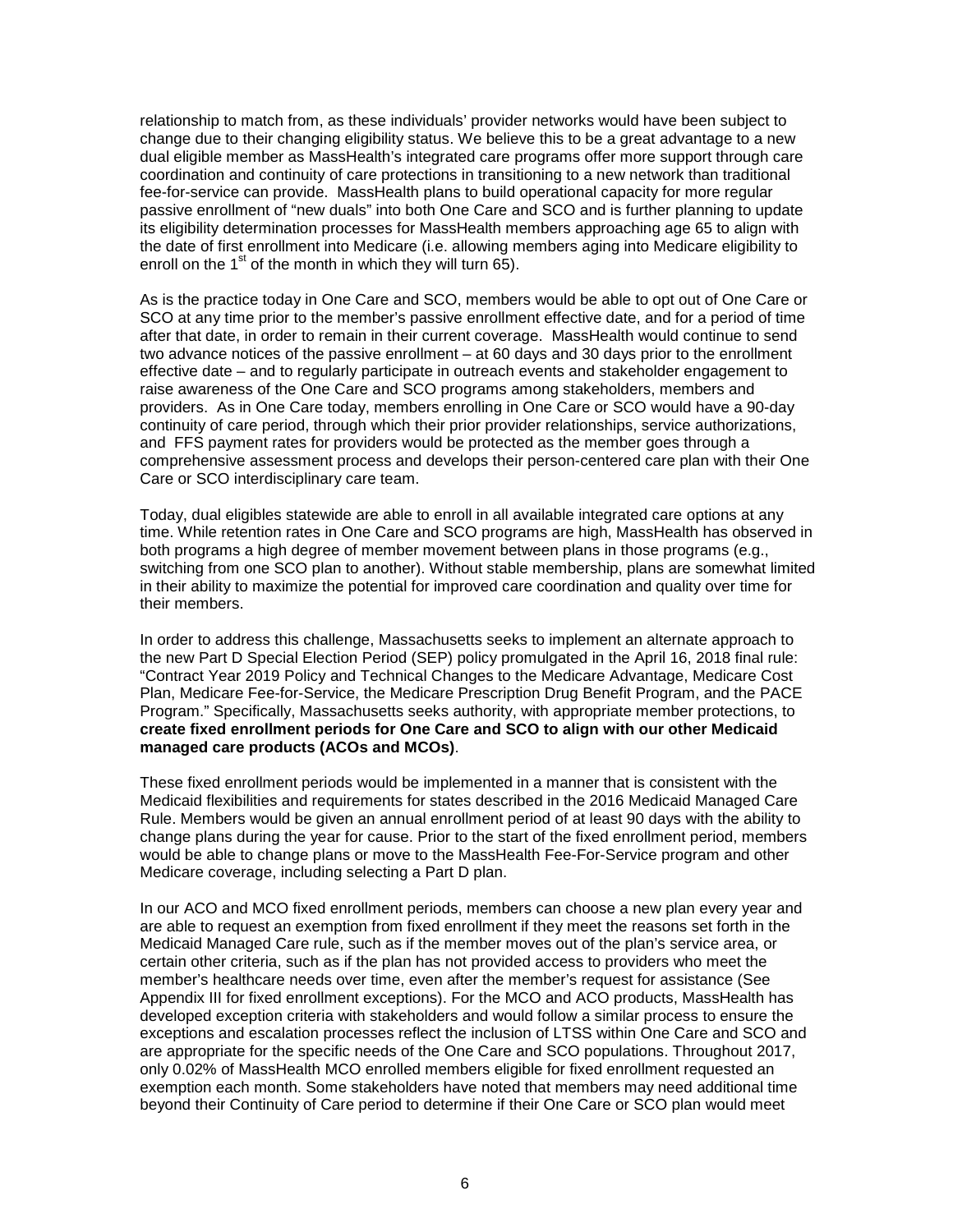relationship to match from, as these individuals' provider networks would have been subject to change due to their changing eligibility status. We believe this to be a great advantage to a new dual eligible member as MassHealth's integrated care programs offer more support through care coordination and continuity of care protections in transitioning to a new network than traditional fee-for-service can provide. MassHealth plans to build operational capacity for more regular passive enrollment of "new duals" into both One Care and SCO and is further planning to update its eligibility determination processes for MassHealth members approaching age 65 to align with the date of first enrollment into Medicare (i.e. allowing members aging into Medicare eligibility to enroll on the 1st of the month in which they will turn 65).

As is the practice today in One Care and SCO, members would be able to opt out of One Care or SCO at any time prior to the member's passive enrollment effective date, and for a period of time after that date, in order to remain in their current coverage. MassHealth would continue to send two advance notices of the passive enrollment – at 60 days and 30 days prior to the enrollment effective date – and to regularly participate in outreach events and stakeholder engagement to raise awareness of the One Care and SCO programs among stakeholders, members and providers. As in One Care today, members enrolling in One Care or SCO would have a 90-day continuity of care period, through which their prior provider relationships, service authorizations, and FFS payment rates for providers would be protected as the member goes through a comprehensive assessment process and develops their person-centered care plan with their One Care or SCO interdisciplinary care team.

Today, dual eligibles statewide are able to enroll in all available integrated care options at any time. While retention rates in One Care and SCO programs are high, MassHealth has observed in both programs a high degree of member movement between plans in those programs (e.g., switching from one SCO plan to another). Without stable membership, plans are somewhat limited in their ability to maximize the potential for improved care coordination and quality over time for their members.

In order to address this challenge, Massachusetts seeks to implement an alternate approach to the new Part D Special Election Period (SEP) policy promulgated in the April 16, 2018 final rule: "Contract Year 2019 Policy and Technical Changes to the Medicare Advantage, Medicare Cost Plan, Medicare Fee-for-Service, the Medicare Prescription Drug Benefit Program, and the PACE Program." Specifically, Massachusetts seeks authority, with appropriate member protections, to **create fixed enrollment periods for One Care and SCO to align with our other Medicaid managed care products (ACOs and MCOs)**.

These fixed enrollment periods would be implemented in a manner that is consistent with the Medicaid flexibilities and requirements for states described in the 2016 Medicaid Managed Care Rule. Members would be given an annual enrollment period of at least 90 days with the ability to change plans during the year for cause. Prior to the start of the fixed enrollment period, members would be able to change plans or move to the MassHealth Fee-For-Service program and other Medicare coverage, including selecting a Part D plan.

In our ACO and MCO fixed enrollment periods, members can choose a new plan every year and are able to request an exemption from fixed enrollment if they meet the reasons set forth in the Medicaid Managed Care rule, such as if the member moves out of the plan's service area, or certain other criteria, such as if the plan has not provided access to providers who meet the member's healthcare needs over time, even after the member's request for assistance (See Appendix III for fixed enrollment exceptions). For the MCO and ACO products, MassHealth has developed exception criteria with stakeholders and would follow a similar process to ensure the exceptions and escalation processes reflect the inclusion of LTSS within One Care and SCO and are appropriate for the specific needs of the One Care and SCO populations. Throughout 2017, only 0.02% of MassHealth MCO enrolled members eligible for fixed enrollment requested an exemption each month. Some stakeholders have noted that members may need additional time beyond their Continuity of Care period to determine if their One Care or SCO plan would meet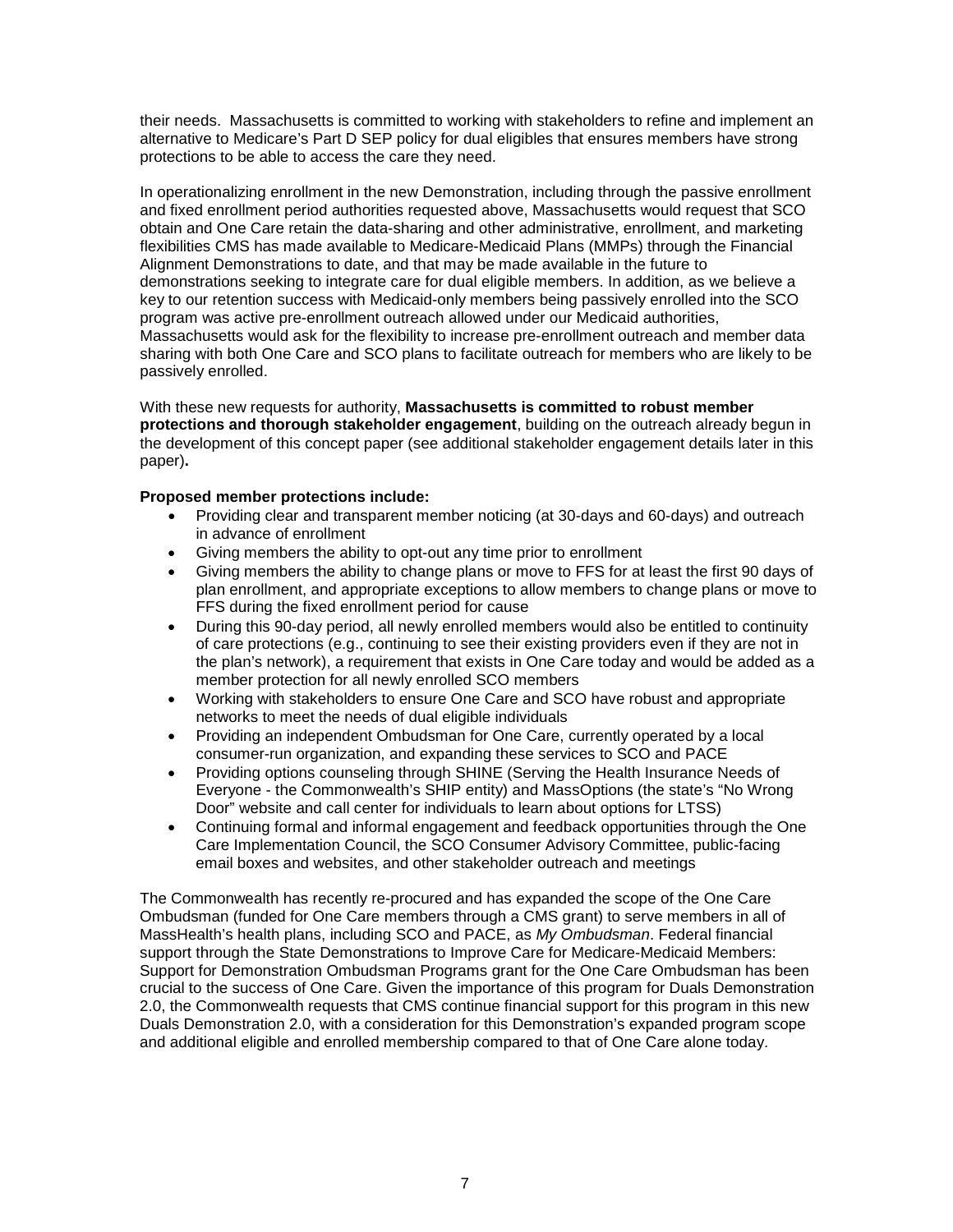their needs. Massachusetts is committed to working with stakeholders to refine and implement an alternative to Medicare's Part D SEP policy for dual eligibles that ensures members have strong protections to be able to access the care they need.

In operationalizing enrollment in the new Demonstration, including through the passive enrollment and fixed enrollment period authorities requested above, Massachusetts would request that SCO obtain and One Care retain the data-sharing and other administrative, enrollment, and marketing flexibilities CMS has made available to Medicare-Medicaid Plans (MMPs) through the Financial Alignment Demonstrations to date, and that may be made available in the future to demonstrations seeking to integrate care for dual eligible members. In addition, as we believe a key to our retention success with Medicaid-only members being passively enrolled into the SCO program was active pre-enrollment outreach allowed under our Medicaid authorities, Massachusetts would ask for the flexibility to increase pre-enrollment outreach and member data sharing with both One Care and SCO plans to facilitate outreach for members who are likely to be passively enrolled.

With these new requests for authority, **Massachusetts is committed to robust member protections and thorough stakeholder engagement**, building on the outreach already begun in the development of this concept paper (see additional stakeholder engagement details later in this paper)**.**

**Proposed member protections include:**

- Providing clear and transparent member noticing (at 30-days and 60-days) and outreach in advance of enrollment
- Giving members the ability to opt-out any time prior to enrollment
- Giving members the ability to change plans or move to FFS for at least the first 90 days of plan enrollment, and appropriate exceptions to allow members to change plans or move to FFS during the fixed enrollment period for cause
- During this 90-day period, all newly enrolled members would also be entitled to continuity of care protections (e.g., continuing to see their existing providers even if they are not in the plan's network), a requirement that exists in One Care today and would be added as a member protection for all newly enrolled SCO members
- Working with stakeholders to ensure One Care and SCO have robust and appropriate networks to meet the needs of dual eligible individuals
- Providing an independent Ombudsman for One Care, currently operated by a local consumer-run organization, and expanding these services to SCO and PACE
- Providing options counseling through SHINE (Serving the Health Insurance Needs of Everyone - the Commonwealth's SHIP entity) and MassOptions (the state's "No Wrong Door" website and call center for individuals to learn about options for LTSS)
- Continuing formal and informal engagement and feedback opportunities through the One Care Implementation Council, the SCO Consumer Advisory Committee, public-facing email boxes and websites, and other stakeholder outreach and meetings

The Commonwealth has recently re-procured and has expanded the scope of the One Care Ombudsman (funded for One Care members through a CMS grant) to serve members in all of MassHealth's health plans, including SCO and PACE, as *My Ombudsman*. Federal financial support through the State Demonstrations to Improve Care for Medicare-Medicaid Members: Support for Demonstration Ombudsman Programs grant for the One Care Ombudsman has been crucial to the success of One Care. Given the importance of this program for Duals Demonstration 2.0, the Commonwealth requests that CMS continue financial support for this program in this new Duals Demonstration 2.0, with a consideration for this Demonstration's expanded program scope and additional eligible and enrolled membership compared to that of One Care alone today.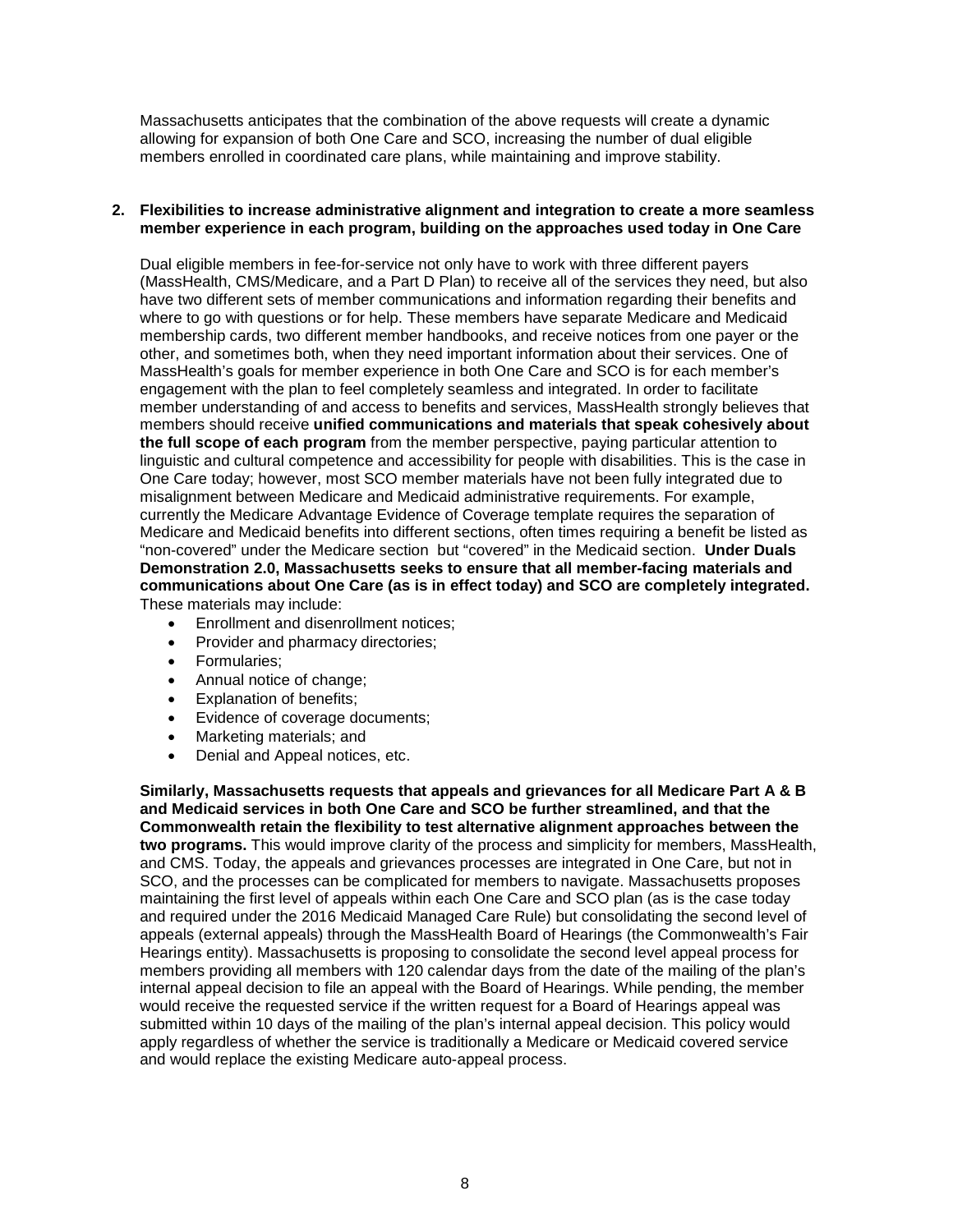Massachusetts anticipates that the combination of the above requests will create a dynamic allowing for expansion of both One Care and SCO, increasing the number of dual eligible members enrolled in coordinated care plans, while maintaining and improve stability.

**2. Flexibilities to increase administrative alignment and integration to create a more seamless member experience in each program, building on the approaches used today in One Care**

Dual eligible members in fee-for-service not only have to work with three different payers (MassHealth, CMS/Medicare, and a Part D Plan) to receive all of the services they need, but also have two different sets of member communications and information regarding their benefits and where to go with questions or for help. These members have separate Medicare and Medicaid membership cards, two different member handbooks, and receive notices from one payer or the other, and sometimes both, when they need important information about their services. One of MassHealth's goals for member experience in both One Care and SCO is for each member's engagement with the plan to feel completely seamless and integrated. In order to facilitate member understanding of and access to benefits and services, MassHealth strongly believes that members should receive **unified communications and materials that speak cohesively about the full scope of each program** from the member perspective, paying particular attention to linguistic and cultural competence and accessibility for people with disabilities. This is the case in One Care today; however, most SCO member materials have not been fully integrated due to misalignment between Medicare and Medicaid administrative requirements. For example, currently the Medicare Advantage Evidence of Coverage template requires the separation of Medicare and Medicaid benefits into different sections, often times requiring a benefit be listed as "non-covered" under the Medicare section but "covered" in the Medicaid section. **Under Duals Demonstration 2.0, Massachusetts seeks to ensure that all member-facing materials and communications about One Care (as is in effect today) and SCO are completely integrated.** These materials may include:

- Enrollment and disenrollment notices;
- Provider and pharmacy directories;
- Formularies;
- Annual notice of change;
- Explanation of benefits;
- Evidence of coverage documents;
- Marketing materials; and
- Denial and Appeal notices, etc.

**Similarly, Massachusetts requests that appeals and grievances for all Medicare Part A & B and Medicaid services in both One Care and SCO be further streamlined, and that the Commonwealth retain the flexibility to test alternative alignment approaches between the two programs.** This would improve clarity of the process and simplicity for members, MassHealth, and CMS. Today, the appeals and grievances processes are integrated in One Care, but not in SCO, and the processes can be complicated for members to navigate. Massachusetts proposes maintaining the first level of appeals within each One Care and SCO plan (as is the case today and required under the 2016 Medicaid Managed Care Rule) but consolidating the second level of appeals (external appeals) through the MassHealth Board of Hearings (the Commonwealth's Fair Hearings entity). Massachusetts is proposing to consolidate the second level appeal process for members providing all members with 120 calendar days from the date of the mailing of the plan's internal appeal decision to file an appeal with the Board of Hearings. While pending, the member would receive the requested service if the written request for a Board of Hearings appeal was submitted within 10 days of the mailing of the plan's internal appeal decision. This policy would apply regardless of whether the service is traditionally a Medicare or Medicaid covered service and would replace the existing Medicare auto-appeal process.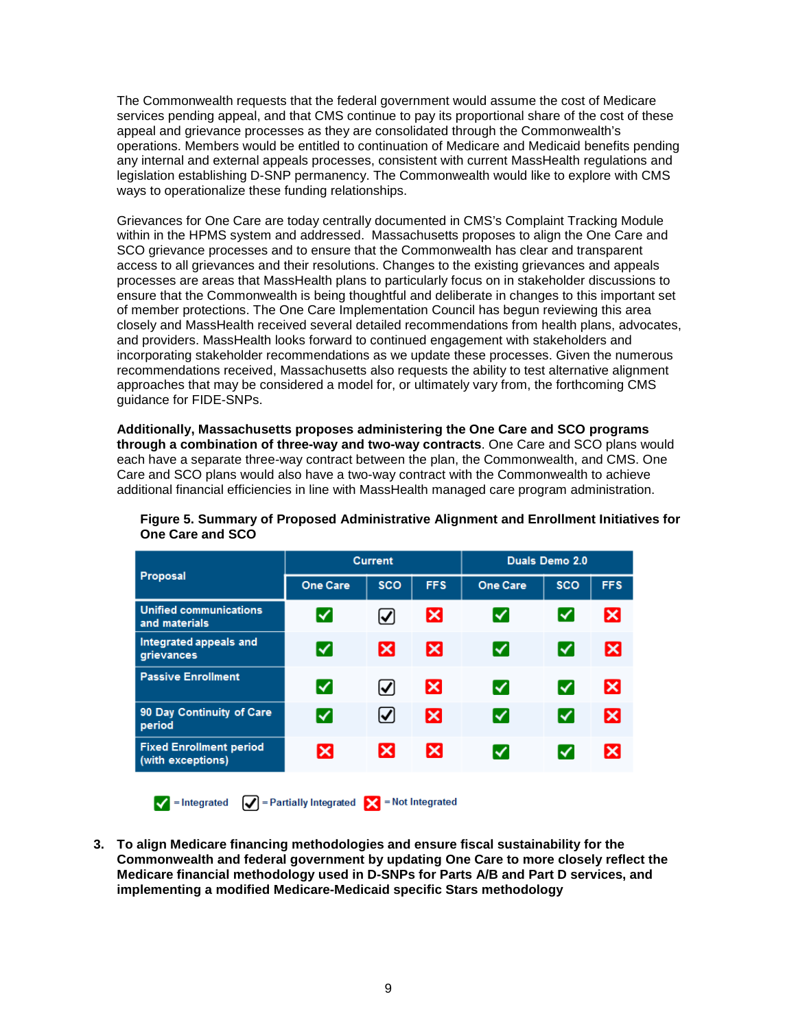The Commonwealth requests that the federal government would assume the cost of Medicare services pending appeal, and that CMS continue to pay its proportional share of the cost of these appeal and grievance processes as they are consolidated through the Commonwealth's operations. Members would be entitled to continuation of Medicare and Medicaid benefits pending any internal and external appeals processes, consistent with current MassHealth regulations and legislation establishing D-SNP permanency. The Commonwealth would like to explore with CMS ways to operationalize these funding relationships.

Grievances for One Care are today centrally documented in CMS's Complaint Tracking Module within in the HPMS system and addressed. Massachusetts proposes to align the One Care and SCO grievance processes and to ensure that the Commonwealth has clear and transparent access to all grievances and their resolutions. Changes to the existing grievances and appeals processes are areas that MassHealth plans to particularly focus on in stakeholder discussions to ensure that the Commonwealth is being thoughtful and deliberate in changes to this important set of member protections. The One Care Implementation Council has begun reviewing this area closely and MassHealth received several detailed recommendations from health plans, advocates, and providers. MassHealth looks forward to continued engagement with stakeholders and incorporating stakeholder recommendations as we update these processes. Given the numerous recommendations received, Massachusetts also requests the ability to test alternative alignment approaches that may be considered a model for, or ultimately vary from, the forthcoming CMS guidance for FIDE-SNPs.

**Additionally, Massachusetts proposes administering the One Care and SCO programs through a combination of three-way and two-way contracts**. One Care and SCO plans would each have a separate three-way contract between the plan, the Commonwealth, and CMS. One Care and SCO plans would also have a two-way contract with the Commonwealth to achieve additional financial efficiencies in line with MassHealth managed care program administration.

**Figure 5. Summary of Proposed Administrative Alignment and Enrollment Initiatives for One Care and SCO**

| Proposal | Current | | | Duals Demo 2.0 | | |
|---|---|---|---|---|---|---|
| | One Care | SCO | FFS | One Care | SCO | FFS |
| Unified communications and materials | Integrated | Partially Integrated | Not Integrated | Integrated | Integrated | Not Integrated |
| Integrated appeals and grievances | Integrated | Not Integrated | Not Integrated | Integrated | Integrated | Not Integrated |
| Passive Enrollment | Integrated | Partially Integrated | Not Integrated | Integrated | Integrated | Not Integrated |
| 90 Day Continuity of Care period | Integrated | Partially Integrated | Not Integrated | Integrated | Integrated | Not Integrated |
| Fixed Enrollment period (with exceptions) | Not Integrated | Not Integrated | Not Integrated | Integrated | Integrated | Not Integrated |

✓ = Integrated ☑ = Partially Integrated ✗ = Not Integrated

3. **To align Medicare financing methodologies and ensure fiscal sustainability for the Commonwealth and federal government by updating One Care to more closely reflect the Medicare financial methodology used in D-SNPs for Parts A/B and Part D services, and implementing a modified Medicare-Medicaid specific Stars methodology**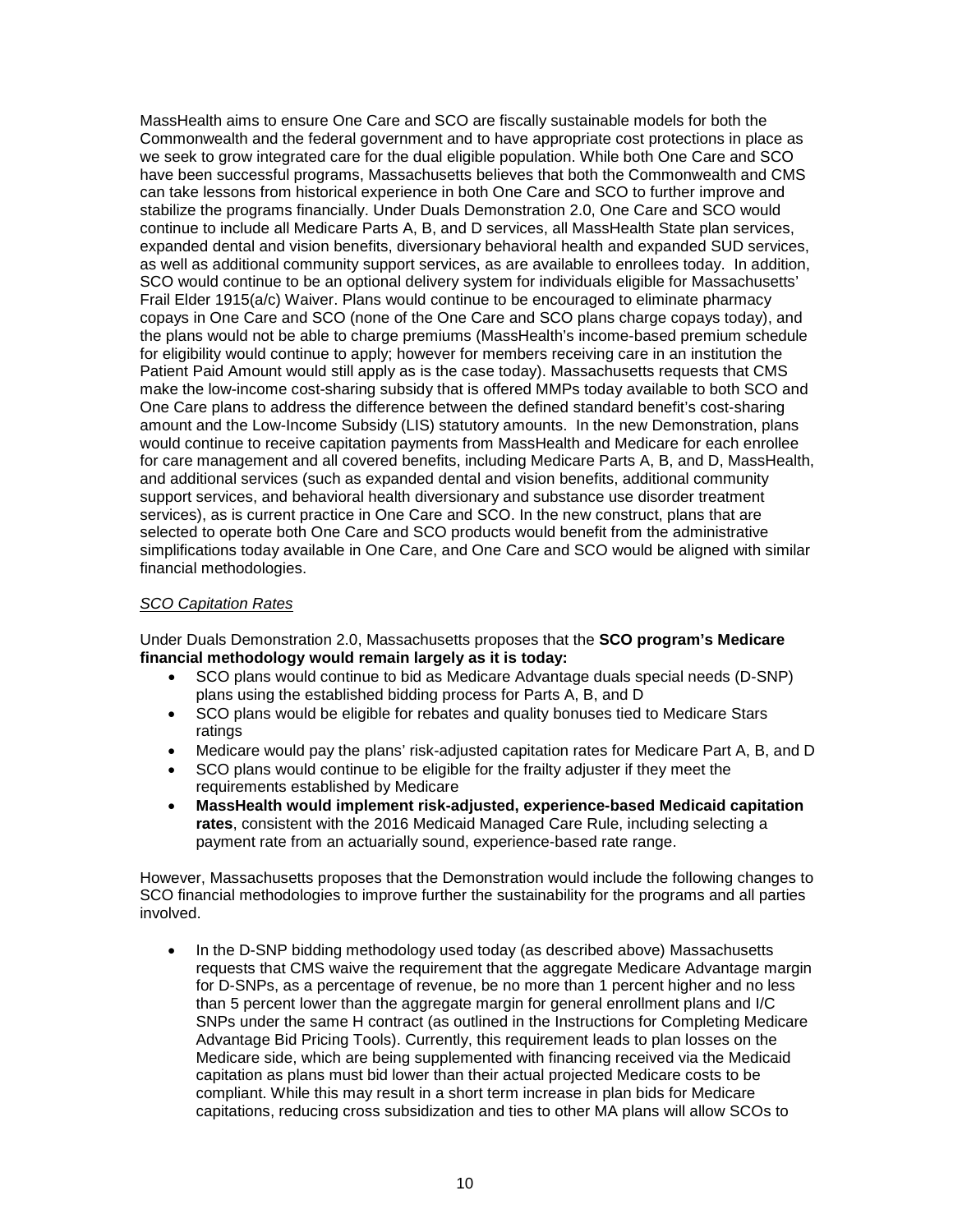MassHealth aims to ensure One Care and SCO are fiscally sustainable models for both the Commonwealth and the federal government and to have appropriate cost protections in place as we seek to grow integrated care for the dual eligible population. While both One Care and SCO have been successful programs, Massachusetts believes that both the Commonwealth and CMS can take lessons from historical experience in both One Care and SCO to further improve and stabilize the programs financially. Under Duals Demonstration 2.0, One Care and SCO would continue to include all Medicare Parts A, B, and D services, all MassHealth State plan services, expanded dental and vision benefits, diversionary behavioral health and expanded SUD services, as well as additional community support services, as are available to enrollees today. In addition, SCO would continue to be an optional delivery system for individuals eligible for Massachusetts' Frail Elder 1915(a/c) Waiver. Plans would continue to be encouraged to eliminate pharmacy copays in One Care and SCO (none of the One Care and SCO plans charge copays today), and the plans would not be able to charge premiums (MassHealth's income-based premium schedule for eligibility would continue to apply; however for members receiving care in an institution the Patient Paid Amount would still apply as is the case today). Massachusetts requests that CMS make the low-income cost-sharing subsidy that is offered MMPs today available to both SCO and One Care plans to address the difference between the defined standard benefit's cost-sharing amount and the Low-Income Subsidy (LIS) statutory amounts. In the new Demonstration, plans would continue to receive capitation payments from MassHealth and Medicare for each enrollee for care management and all covered benefits, including Medicare Parts A, B, and D, MassHealth, and additional services (such as expanded dental and vision benefits, additional community support services, and behavioral health diversionary and substance use disorder treatment services), as is current practice in One Care and SCO. In the new construct, plans that are selected to operate both One Care and SCO products would benefit from the administrative simplifications today available in One Care, and One Care and SCO would be aligned with similar financial methodologies.

*SCO Capitation Rates*

Under Duals Demonstration 2.0, Massachusetts proposes that the **SCO program's Medicare financial methodology would remain largely as it is today:**

- SCO plans would continue to bid as Medicare Advantage duals special needs (D-SNP) plans using the established bidding process for Parts A, B, and D
- SCO plans would be eligible for rebates and quality bonuses tied to Medicare Stars ratings
- Medicare would pay the plans' risk-adjusted capitation rates for Medicare Part A, B, and D
- SCO plans would continue to be eligible for the frailty adjuster if they meet the requirements established by Medicare
- **MassHealth would implement risk-adjusted, experience-based Medicaid capitation rates**, consistent with the 2016 Medicaid Managed Care Rule, including selecting a payment rate from an actuarially sound, experience-based rate range.

However, Massachusetts proposes that the Demonstration would include the following changes to SCO financial methodologies to improve further the sustainability for the programs and all parties involved.

- In the D-SNP bidding methodology used today (as described above) Massachusetts requests that CMS waive the requirement that the aggregate Medicare Advantage margin for D-SNPs, as a percentage of revenue, be no more than 1 percent higher and no less than 5 percent lower than the aggregate margin for general enrollment plans and I/C SNPs under the same H contract (as outlined in the Instructions for Completing Medicare Advantage Bid Pricing Tools). Currently, this requirement leads to plan losses on the Medicare side, which are being supplemented with financing received via the Medicaid capitation as plans must bid lower than their actual projected Medicare costs to be compliant. While this may result in a short term increase in plan bids for Medicare capitations, reducing cross subsidization and ties to other MA plans will allow SCOs to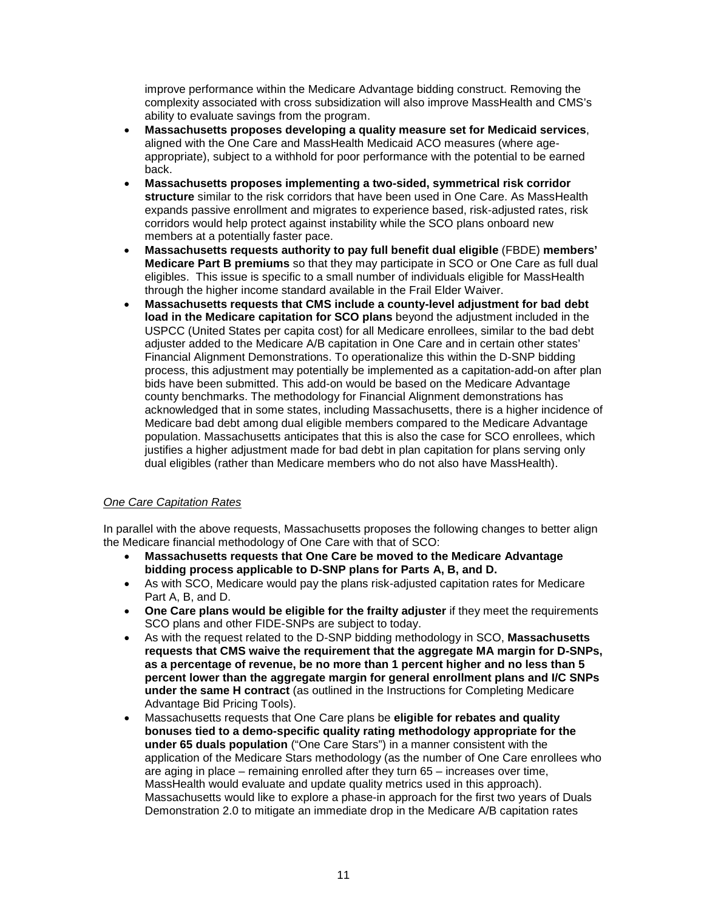improve performance within the Medicare Advantage bidding construct. Removing the complexity associated with cross subsidization will also improve MassHealth and CMS's ability to evaluate savings from the program.

- **Massachusetts proposes developing a quality measure set for Medicaid services**, aligned with the One Care and MassHealth Medicaid ACO measures (where age-appropriate), subject to a withhold for poor performance with the potential to be earned back.
- **Massachusetts proposes implementing a two-sided, symmetrical risk corridor structure** similar to the risk corridors that have been used in One Care. As MassHealth expands passive enrollment and migrates to experience based, risk-adjusted rates, risk corridors would help protect against instability while the SCO plans onboard new members at a potentially faster pace.
- **Massachusetts requests authority to pay full benefit dual eligible** (FBDE) **members' Medicare Part B premiums** so that they may participate in SCO or One Care as full dual eligibles. This issue is specific to a small number of individuals eligible for MassHealth through the higher income standard available in the Frail Elder Waiver.
- **Massachusetts requests that CMS include a county-level adjustment for bad debt load in the Medicare capitation for SCO plans** beyond the adjustment included in the USPCC (United States per capita cost) for all Medicare enrollees, similar to the bad debt adjuster added to the Medicare A/B capitation in One Care and in certain other states' Financial Alignment Demonstrations. To operationalize this within the D-SNP bidding process, this adjustment may potentially be implemented as a capitation-add-on after plan bids have been submitted. This add-on would be based on the Medicare Advantage county benchmarks. The methodology for Financial Alignment demonstrations has acknowledged that in some states, including Massachusetts, there is a higher incidence of Medicare bad debt among dual eligible members compared to the Medicare Advantage population. Massachusetts anticipates that this is also the case for SCO enrollees, which justifies a higher adjustment made for bad debt in plan capitation for plans serving only dual eligibles (rather than Medicare members who do not also have MassHealth).

*One Care Capitation Rates*

In parallel with the above requests, Massachusetts proposes the following changes to better align the Medicare financial methodology of One Care with that of SCO:

- **Massachusetts requests that One Care be moved to the Medicare Advantage bidding process applicable to D-SNP plans for Parts A, B, and D.**
- As with SCO, Medicare would pay the plans risk-adjusted capitation rates for Medicare Part A, B, and D.
- **One Care plans would be eligible for the frailty adjuster** if they meet the requirements SCO plans and other FIDE-SNPs are subject to today.
- As with the request related to the D-SNP bidding methodology in SCO, **Massachusetts requests that CMS waive the requirement that the aggregate MA margin for D-SNPs, as a percentage of revenue, be no more than 1 percent higher and no less than 5 percent lower than the aggregate margin for general enrollment plans and I/C SNPs under the same H contract** (as outlined in the Instructions for Completing Medicare Advantage Bid Pricing Tools).
- Massachusetts requests that One Care plans be **eligible for rebates and quality bonuses tied to a demo-specific quality rating methodology appropriate for the under 65 duals population** ("One Care Stars") in a manner consistent with the application of the Medicare Stars methodology (as the number of One Care enrollees who are aging in place – remaining enrolled after they turn 65 – increases over time, MassHealth would evaluate and update quality metrics used in this approach). Massachusetts would like to explore a phase-in approach for the first two years of Duals Demonstration 2.0 to mitigate an immediate drop in the Medicare A/B capitation rates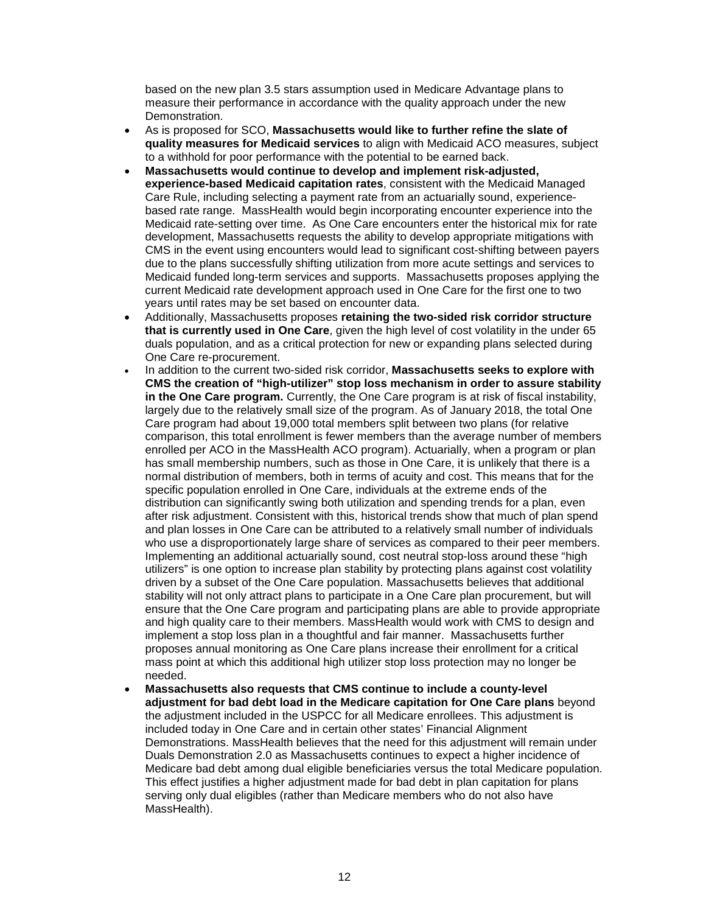based on the new plan 3.5 stars assumption used in Medicare Advantage plans to measure their performance in accordance with the quality approach under the new Demonstration.

- As is proposed for SCO, **Massachusetts would like to further refine the slate of quality measures for Medicaid services** to align with Medicaid ACO measures, subject to a withhold for poor performance with the potential to be earned back.
- **Massachusetts would continue to develop and implement risk-adjusted, experience-based Medicaid capitation rates**, consistent with the Medicaid Managed Care Rule, including selecting a payment rate from an actuarially sound, experience-based rate range. MassHealth would begin incorporating encounter experience into the Medicaid rate-setting over time. As One Care encounters enter the historical mix for rate development, Massachusetts requests the ability to develop appropriate mitigations with CMS in the event using encounters would lead to significant cost-shifting between payers due to the plans successfully shifting utilization from more acute settings and services to Medicaid funded long-term services and supports. Massachusetts proposes applying the current Medicaid rate development approach used in One Care for the first one to two years until rates may be set based on encounter data.
- Additionally, Massachusetts proposes **retaining the two-sided risk corridor structure that is currently used in One Care**, given the high level of cost volatility in the under 65 duals population, and as a critical protection for new or expanding plans selected during One Care re-procurement.
- In addition to the current two-sided risk corridor, **Massachusetts seeks to explore with CMS the creation of "high-utilizer" stop loss mechanism in order to assure stability in the One Care program.** Currently, the One Care program is at risk of fiscal instability, largely due to the relatively small size of the program. As of January 2018, the total One Care program had about 19,000 total members split between two plans (for relative comparison, this total enrollment is fewer members than the average number of members enrolled per ACO in the MassHealth ACO program). Actuarially, when a program or plan has small membership numbers, such as those in One Care, it is unlikely that there is a normal distribution of members, both in terms of acuity and cost. This means that for the specific population enrolled in One Care, individuals at the extreme ends of the distribution can significantly swing both utilization and spending trends for a plan, even after risk adjustment. Consistent with this, historical trends show that much of plan spend and plan losses in One Care can be attributed to a relatively small number of individuals who use a disproportionately large share of services as compared to their peer members. Implementing an additional actuarially sound, cost neutral stop-loss around these "high utilizers" is one option to increase plan stability by protecting plans against cost volatility driven by a subset of the One Care population. Massachusetts believes that additional stability will not only attract plans to participate in a One Care plan procurement, but will ensure that the One Care program and participating plans are able to provide appropriate and high quality care to their members. MassHealth would work with CMS to design and implement a stop loss plan in a thoughtful and fair manner. Massachusetts further proposes annual monitoring as One Care plans increase their enrollment for a critical mass point at which this additional high utilizer stop loss protection may no longer be needed.
- **Massachusetts also requests that CMS continue to include a county-level adjustment for bad debt load in the Medicare capitation for One Care plans** beyond the adjustment included in the USPCC for all Medicare enrollees. This adjustment is included today in One Care and in certain other states' Financial Alignment Demonstrations. MassHealth believes that the need for this adjustment will remain under Duals Demonstration 2.0 as Massachusetts continues to expect a higher incidence of Medicare bad debt among dual eligible beneficiaries versus the total Medicare population. This effect justifies a higher adjustment made for bad debt in plan capitation for plans serving only dual eligibles (rather than Medicare members who do not also have MassHealth).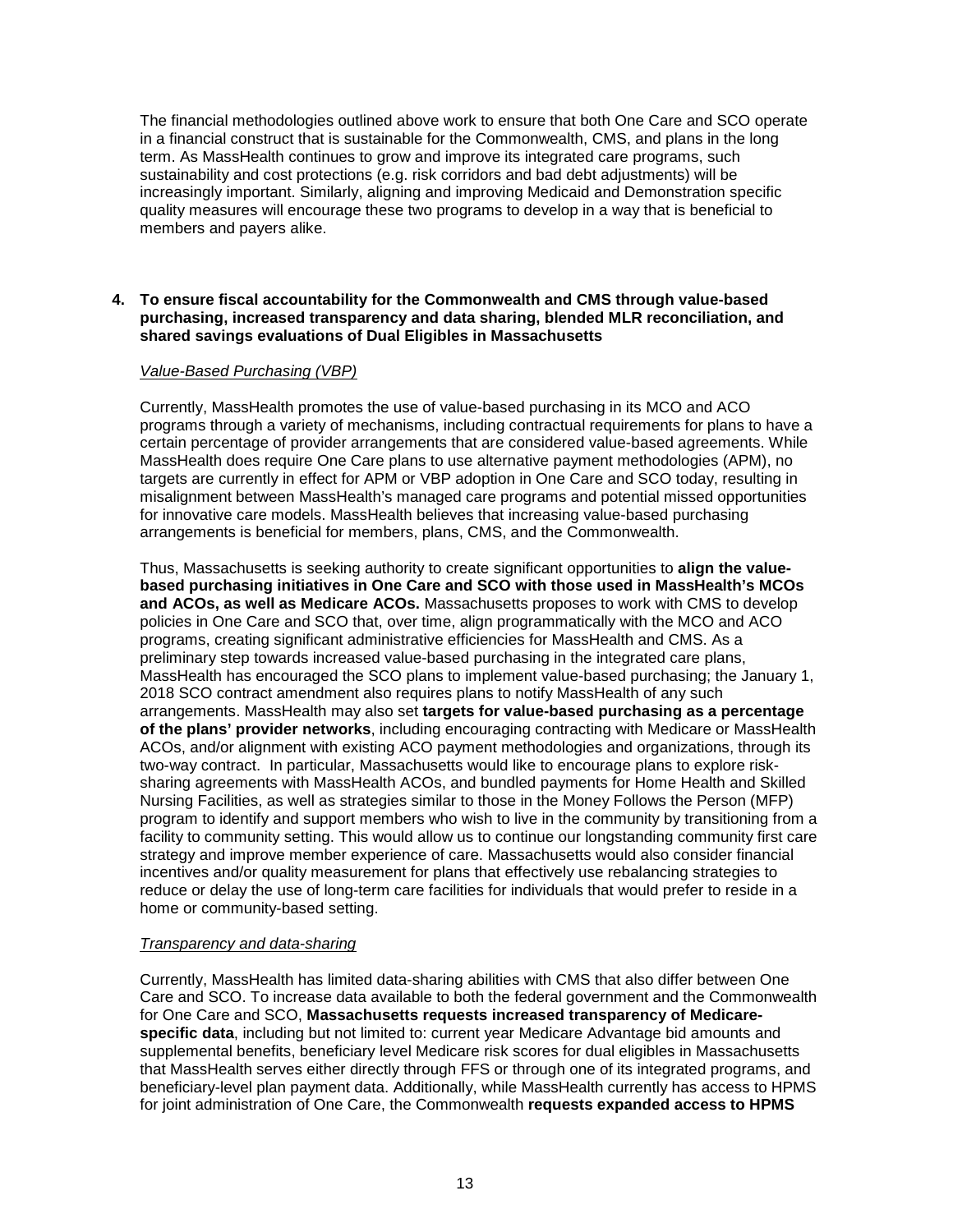The financial methodologies outlined above work to ensure that both One Care and SCO operate in a financial construct that is sustainable for the Commonwealth, CMS, and plans in the long term. As MassHealth continues to grow and improve its integrated care programs, such sustainability and cost protections (e.g. risk corridors and bad debt adjustments) will be increasingly important. Similarly, aligning and improving Medicaid and Demonstration specific quality measures will encourage these two programs to develop in a way that is beneficial to members and payers alike.

**4. To ensure fiscal accountability for the Commonwealth and CMS through value-based purchasing, increased transparency and data sharing, blended MLR reconciliation, and shared savings evaluations of Dual Eligibles in Massachusetts**

*Value-Based Purchasing (VBP)*

Currently, MassHealth promotes the use of value-based purchasing in its MCO and ACO programs through a variety of mechanisms, including contractual requirements for plans to have a certain percentage of provider arrangements that are considered value-based agreements. While MassHealth does require One Care plans to use alternative payment methodologies (APM), no targets are currently in effect for APM or VBP adoption in One Care and SCO today, resulting in misalignment between MassHealth's managed care programs and potential missed opportunities for innovative care models. MassHealth believes that increasing value-based purchasing arrangements is beneficial for members, plans, CMS, and the Commonwealth.

Thus, Massachusetts is seeking authority to create significant opportunities to **align the value-based purchasing initiatives in One Care and SCO with those used in MassHealth's MCOs and ACOs, as well as Medicare ACOs.** Massachusetts proposes to work with CMS to develop policies in One Care and SCO that, over time, align programmatically with the MCO and ACO programs, creating significant administrative efficiencies for MassHealth and CMS. As a preliminary step towards increased value-based purchasing in the integrated care plans, MassHealth has encouraged the SCO plans to implement value-based purchasing; the January 1, 2018 SCO contract amendment also requires plans to notify MassHealth of any such arrangements. MassHealth may also set **targets for value-based purchasing as a percentage of the plans' provider networks**, including encouraging contracting with Medicare or MassHealth ACOs, and/or alignment with existing ACO payment methodologies and organizations, through its two-way contract. In particular, Massachusetts would like to encourage plans to explore risk-sharing agreements with MassHealth ACOs, and bundled payments for Home Health and Skilled Nursing Facilities, as well as strategies similar to those in the Money Follows the Person (MFP) program to identify and support members who wish to live in the community by transitioning from a facility to community setting. This would allow us to continue our longstanding community first care strategy and improve member experience of care. Massachusetts would also consider financial incentives and/or quality measurement for plans that effectively use rebalancing strategies to reduce or delay the use of long-term care facilities for individuals that would prefer to reside in a home or community-based setting.

*Transparency and data-sharing*

Currently, MassHealth has limited data-sharing abilities with CMS that also differ between One Care and SCO. To increase data available to both the federal government and the Commonwealth for One Care and SCO, **Massachusetts requests increased transparency of Medicare-specific data**, including but not limited to: current year Medicare Advantage bid amounts and supplemental benefits, beneficiary level Medicare risk scores for dual eligibles in Massachusetts that MassHealth serves either directly through FFS or through one of its integrated programs, and beneficiary-level plan payment data. Additionally, while MassHealth currently has access to HPMS for joint administration of One Care, the Commonwealth **requests expanded access to HPMS**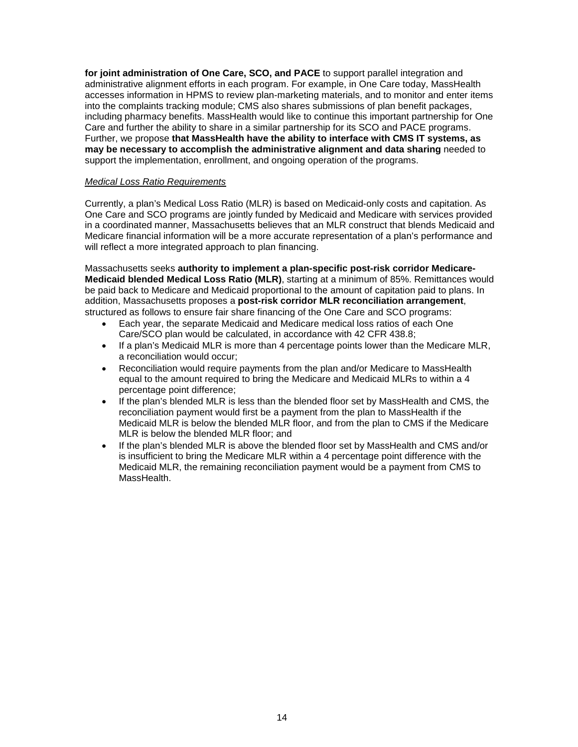**for joint administration of One Care, SCO, and PACE** to support parallel integration and administrative alignment efforts in each program. For example, in One Care today, MassHealth accesses information in HPMS to review plan-marketing materials, and to monitor and enter items into the complaints tracking module; CMS also shares submissions of plan benefit packages, including pharmacy benefits. MassHealth would like to continue this important partnership for One Care and further the ability to share in a similar partnership for its SCO and PACE programs. Further, we propose **that MassHealth have the ability to interface with CMS IT systems, as may be necessary to accomplish the administrative alignment and data sharing** needed to support the implementation, enrollment, and ongoing operation of the programs.

*Medical Loss Ratio Requirements*

Currently, a plan's Medical Loss Ratio (MLR) is based on Medicaid-only costs and capitation. As One Care and SCO programs are jointly funded by Medicaid and Medicare with services provided in a coordinated manner, Massachusetts believes that an MLR construct that blends Medicaid and Medicare financial information will be a more accurate representation of a plan's performance and will reflect a more integrated approach to plan financing.

Massachusetts seeks **authority to implement a plan-specific post-risk corridor Medicare-Medicaid blended Medical Loss Ratio (MLR)**, starting at a minimum of 85%. Remittances would be paid back to Medicare and Medicaid proportional to the amount of capitation paid to plans. In addition, Massachusetts proposes a **post-risk corridor MLR reconciliation arrangement**, structured as follows to ensure fair share financing of the One Care and SCO programs:

- Each year, the separate Medicaid and Medicare medical loss ratios of each One Care/SCO plan would be calculated, in accordance with 42 CFR 438.8;
- If a plan's Medicaid MLR is more than 4 percentage points lower than the Medicare MLR, a reconciliation would occur;
- Reconciliation would require payments from the plan and/or Medicare to MassHealth equal to the amount required to bring the Medicare and Medicaid MLRs to within a 4 percentage point difference;
- If the plan's blended MLR is less than the blended floor set by MassHealth and CMS, the reconciliation payment would first be a payment from the plan to MassHealth if the Medicaid MLR is below the blended MLR floor, and from the plan to CMS if the Medicare MLR is below the blended MLR floor; and
- If the plan's blended MLR is above the blended floor set by MassHealth and CMS and/or is insufficient to bring the Medicare MLR within a 4 percentage point difference with the Medicaid MLR, the remaining reconciliation payment would be a payment from CMS to MassHealth.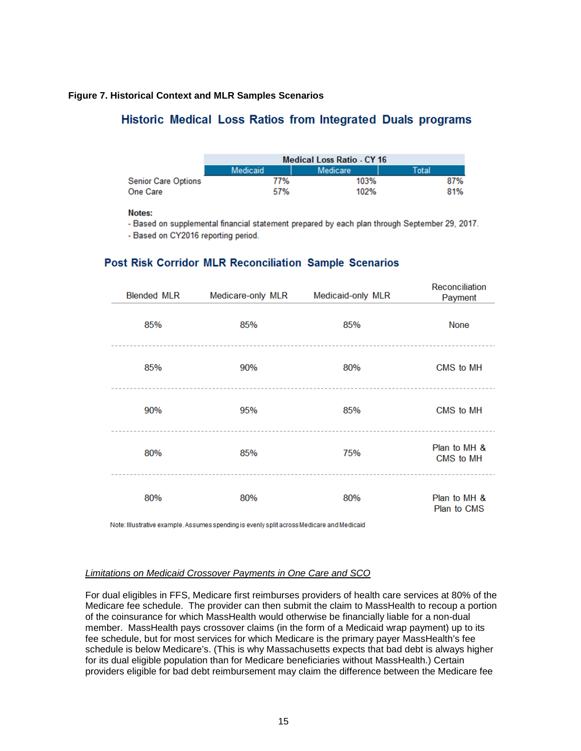**Figure 7. Historical Context and MLR Samples Scenarios**

## Historic Medical Loss Ratios from Integrated Duals programs

| | Medical Loss Ratio - CY 16 | | |
|---|---|---|---|
| | Medicaid | Medicare | Total |
| Senior Care Options | 77% | 103% | 87% |
| One Care | 57% | 102% | 81% |

**Notes:**

- Based on supplemental financial statement prepared by each plan through September 29, 2017.
- Based on CY2016 reporting period.

## Post Risk Corridor MLR Reconciliation Sample Scenarios

| Blended MLR | Medicare-only MLR | Medicaid-only MLR | Reconciliation Payment |
|---|---|---|---|
| 85% | 85% | 85% | None |
| 85% | 90% | 80% | CMS to MH |
| 90% | 95% | 85% | CMS to MH |
| 80% | 85% | 75% | Plan to MH & CMS to MH |
| 80% | 80% | 80% | Plan to MH & Plan to CMS |

Note: Illustrative example. Assumes spending is evenly split across Medicare and Medicaid

*Limitations on Medicaid Crossover Payments in One Care and SCO*

For dual eligibles in FFS, Medicare first reimburses providers of health care services at 80% of the Medicare fee schedule. The provider can then submit the claim to MassHealth to recoup a portion of the coinsurance for which MassHealth would otherwise be financially liable for a non-dual member. MassHealth pays crossover claims (in the form of a Medicaid wrap payment) up to its fee schedule, but for most services for which Medicare is the primary payer MassHealth's fee schedule is below Medicare's. (This is why Massachusetts expects that bad debt is always higher for its dual eligible population than for Medicare beneficiaries without MassHealth.) Certain providers eligible for bad debt reimbursement may claim the difference between the Medicare fee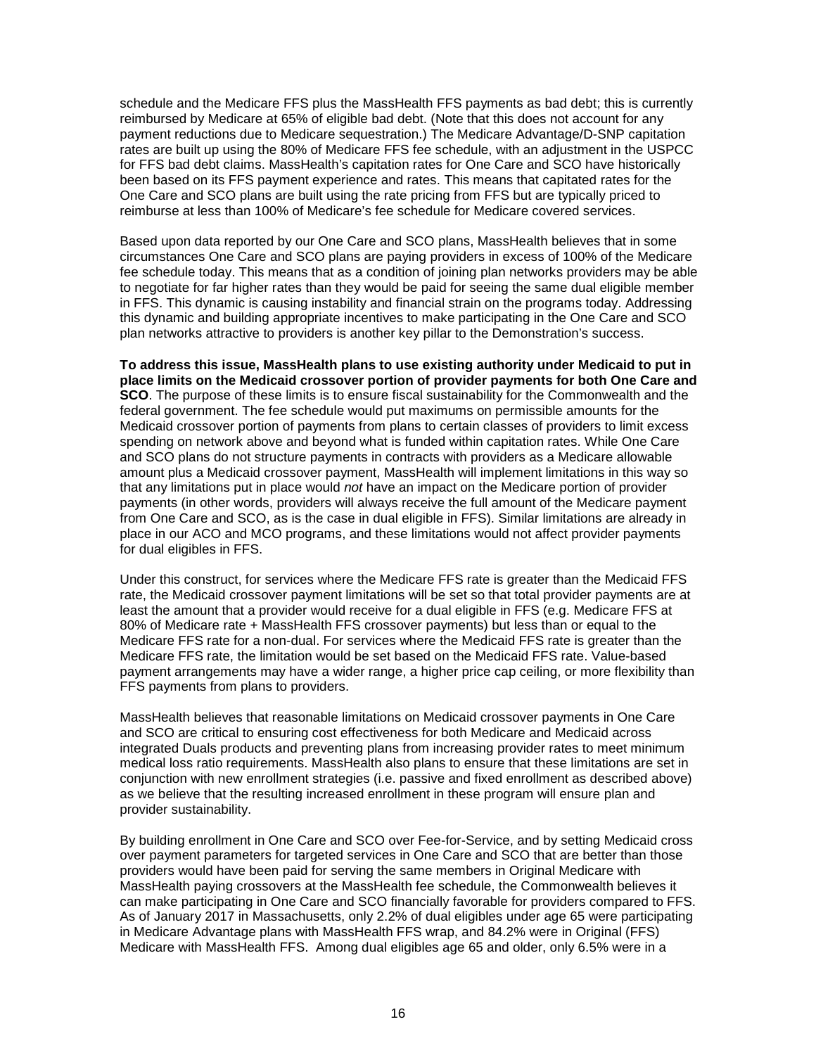schedule and the Medicare FFS plus the MassHealth FFS payments as bad debt; this is currently reimbursed by Medicare at 65% of eligible bad debt. (Note that this does not account for any payment reductions due to Medicare sequestration.) The Medicare Advantage/D-SNP capitation rates are built up using the 80% of Medicare FFS fee schedule, with an adjustment in the USPCC for FFS bad debt claims. MassHealth's capitation rates for One Care and SCO have historically been based on its FFS payment experience and rates. This means that capitated rates for the One Care and SCO plans are built using the rate pricing from FFS but are typically priced to reimburse at less than 100% of Medicare's fee schedule for Medicare covered services.

Based upon data reported by our One Care and SCO plans, MassHealth believes that in some circumstances One Care and SCO plans are paying providers in excess of 100% of the Medicare fee schedule today. This means that as a condition of joining plan networks providers may be able to negotiate for far higher rates than they would be paid for seeing the same dual eligible member in FFS. This dynamic is causing instability and financial strain on the programs today. Addressing this dynamic and building appropriate incentives to make participating in the One Care and SCO plan networks attractive to providers is another key pillar to the Demonstration's success.

**To address this issue, MassHealth plans to use existing authority under Medicaid to put in place limits on the Medicaid crossover portion of provider payments for both One Care and SCO**. The purpose of these limits is to ensure fiscal sustainability for the Commonwealth and the federal government. The fee schedule would put maximums on permissible amounts for the Medicaid crossover portion of payments from plans to certain classes of providers to limit excess spending on network above and beyond what is funded within capitation rates. While One Care and SCO plans do not structure payments in contracts with providers as a Medicare allowable amount plus a Medicaid crossover payment, MassHealth will implement limitations in this way so that any limitations put in place would *not* have an impact on the Medicare portion of provider payments (in other words, providers will always receive the full amount of the Medicare payment from One Care and SCO, as is the case in dual eligible in FFS). Similar limitations are already in place in our ACO and MCO programs, and these limitations would not affect provider payments for dual eligibles in FFS.

Under this construct, for services where the Medicare FFS rate is greater than the Medicaid FFS rate, the Medicaid crossover payment limitations will be set so that total provider payments are at least the amount that a provider would receive for a dual eligible in FFS (e.g. Medicare FFS at 80% of Medicare rate + MassHealth FFS crossover payments) but less than or equal to the Medicare FFS rate for a non-dual. For services where the Medicaid FFS rate is greater than the Medicare FFS rate, the limitation would be set based on the Medicaid FFS rate. Value-based payment arrangements may have a wider range, a higher price cap ceiling, or more flexibility than FFS payments from plans to providers.

MassHealth believes that reasonable limitations on Medicaid crossover payments in One Care and SCO are critical to ensuring cost effectiveness for both Medicare and Medicaid across integrated Duals products and preventing plans from increasing provider rates to meet minimum medical loss ratio requirements. MassHealth also plans to ensure that these limitations are set in conjunction with new enrollment strategies (i.e. passive and fixed enrollment as described above) as we believe that the resulting increased enrollment in these program will ensure plan and provider sustainability.

By building enrollment in One Care and SCO over Fee-for-Service, and by setting Medicaid cross over payment parameters for targeted services in One Care and SCO that are better than those providers would have been paid for serving the same members in Original Medicare with MassHealth paying crossovers at the MassHealth fee schedule, the Commonwealth believes it can make participating in One Care and SCO financially favorable for providers compared to FFS. As of January 2017 in Massachusetts, only 2.2% of dual eligibles under age 65 were participating in Medicare Advantage plans with MassHealth FFS wrap, and 84.2% were in Original (FFS) Medicare with MassHealth FFS. Among dual eligibles age 65 and older, only 6.5% were in a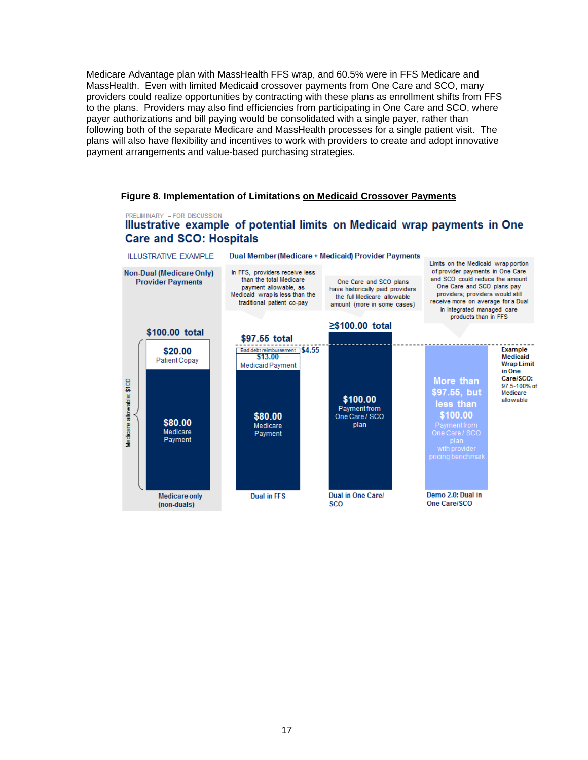Medicare Advantage plan with MassHealth FFS wrap, and 60.5% were in FFS Medicare and MassHealth. Even with limited Medicaid crossover payments from One Care and SCO, many providers could realize opportunities by contracting with these plans as enrollment shifts from FFS to the plans. Providers may also find efficiencies from participating in One Care and SCO, where payer authorizations and bill paying would be consolidated with a single payer, rather than following both of the separate Medicare and MassHealth processes for a single patient visit. The plans will also have flexibility and incentives to work with providers to create and adopt innovative payment arrangements and value-based purchasing strategies.

**Figure 8. Implementation of Limitations on Medicaid Crossover Payments**

PRELIMINARY – FOR DISCUSSION

**Illustrative example of potential limits on Medicaid wrap payments in One Care and SCO: Hospitals**

ILLUSTRATIVE EXAMPLE

| Non-Dual (Medicare Only) Provider Payments | Dual Member (Medicare + Medicaid) Provider Payments | | |
|---|---|---|---|
| Medicare only (non-duals) | Dual in FFS | Dual in One Care/ SCO | Demo 2.0: Dual in One Care/SCO |
| | In FFS, providers receive less than the total Medicare payment allowable, as Medicaid wrap is less than the traditional patient co-pay | One Care and SCO plans have historically paid providers the full Medicare allowable amount (more in some cases) | Limits on the Medicaid wrap portion of provider payments in One Care and SCO could reduce the amount One Care and SCO plans pay providers; providers would still receive more on average for a Dual in integrated managed care products than in FFS |
| $100.00 total | $97.55 total | ≥$100.00 total | |
| $20.00 Patient Copay | Bad debt reimbursement $4.55; $13.00 Medicaid Payment | | |
| $80.00 Medicare Payment | $80.00 Medicare Payment | $100.00 Payment from One Care / SCO plan | More than $97.55, but less than $100.00 Payment from One Care / SCO plan with provider pricing benchmark |

Medicare allowable: $100

**Example Medicaid Wrap Limit in One Care/SCO:** 97.5-100% of Medicare allowable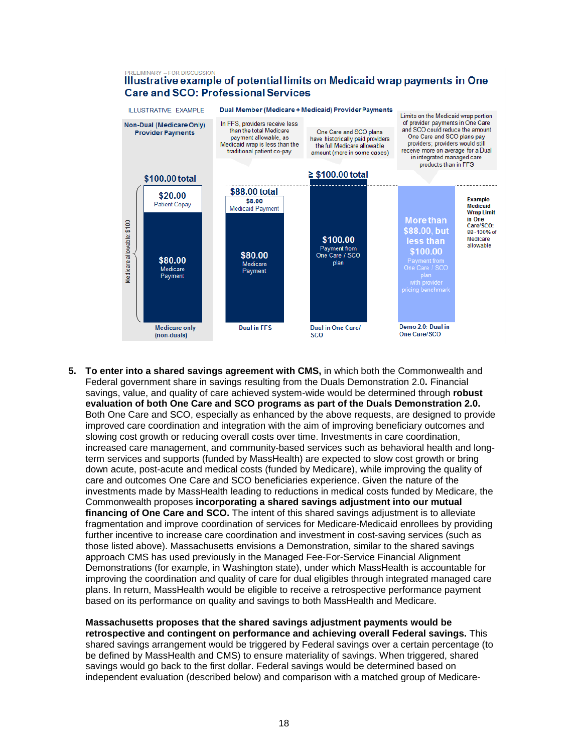PRELIMINARY – FOR DISCUSSION

**Illustrative example of potential limits on Medicaid wrap payments in One Care and SCO: Professional Services**

ILLUSTRATIVE EXAMPLE

| Non-Dual (Medicare Only) Provider Payments | Dual Member (Medicare + Medicaid) Provider Payments | | |
|---|---|---|---|
| | In FFS, providers receive less than the total Medicare payment allowable, as Medicaid wrap is less than the traditional patient co-pay | One Care and SCO plans have historically paid providers the full Medicare allowable amount (more in some cases) | Limits on the Medicaid wrap portion of provider payments in One Care and SCO could reduce the amount One Care and SCO plans pay providers; providers would still receive more on average for a Dual in integrated managed care products than in FFS |
| $100.00 total | $88.00 total | ≥ $100.00 total | |
| $20.00 Patient Copay | $8.00 Medicaid Payment | $100.00 Payment from One Care / SCO plan | More than $88.00, but less than $100.00 Payment from One Care / SCO plan with provider pricing benchmark |
| $80.00 Medicare Payment | $80.00 Medicare Payment | | |
| Medicare only (non-duals) | Dual in FFS | Dual in One Care/ SCO | Demo 2.0: Dual in One Care/SCO |

Medicare allowable: $100

Example Medicaid Wrap Limit in One Care/SCO: 88-100% of Medicare allowable

5. **To enter into a shared savings agreement with CMS,** in which both the Commonwealth and Federal government share in savings resulting from the Duals Demonstration 2.0**.** Financial savings, value, and quality of care achieved system-wide would be determined through **robust evaluation of both One Care and SCO programs as part of the Duals Demonstration 2.0.** Both One Care and SCO, especially as enhanced by the above requests, are designed to provide improved care coordination and integration with the aim of improving beneficiary outcomes and slowing cost growth or reducing overall costs over time. Investments in care coordination, increased care management, and community-based services such as behavioral health and long-term services and supports (funded by MassHealth) are expected to slow cost growth or bring down acute, post-acute and medical costs (funded by Medicare), while improving the quality of care and outcomes One Care and SCO beneficiaries experience. Given the nature of the investments made by MassHealth leading to reductions in medical costs funded by Medicare, the Commonwealth proposes **incorporating a shared savings adjustment into our mutual financing of One Care and SCO.** The intent of this shared savings adjustment is to alleviate fragmentation and improve coordination of services for Medicare-Medicaid enrollees by providing further incentive to increase care coordination and investment in cost-saving services (such as those listed above). Massachusetts envisions a Demonstration, similar to the shared savings approach CMS has used previously in the Managed Fee-For-Service Financial Alignment Demonstrations (for example, in Washington state), under which MassHealth is accountable for improving the coordination and quality of care for dual eligibles through integrated managed care plans. In return, MassHealth would be eligible to receive a retrospective performance payment based on its performance on quality and savings to both MassHealth and Medicare.

   **Massachusetts proposes that the shared savings adjustment payments would be retrospective and contingent on performance and achieving overall Federal savings.** This shared savings arrangement would be triggered by Federal savings over a certain percentage (to be defined by MassHealth and CMS) to ensure materiality of savings. When triggered, shared savings would go back to the first dollar. Federal savings would be determined based on independent evaluation (described below) and comparison with a matched group of Medicare-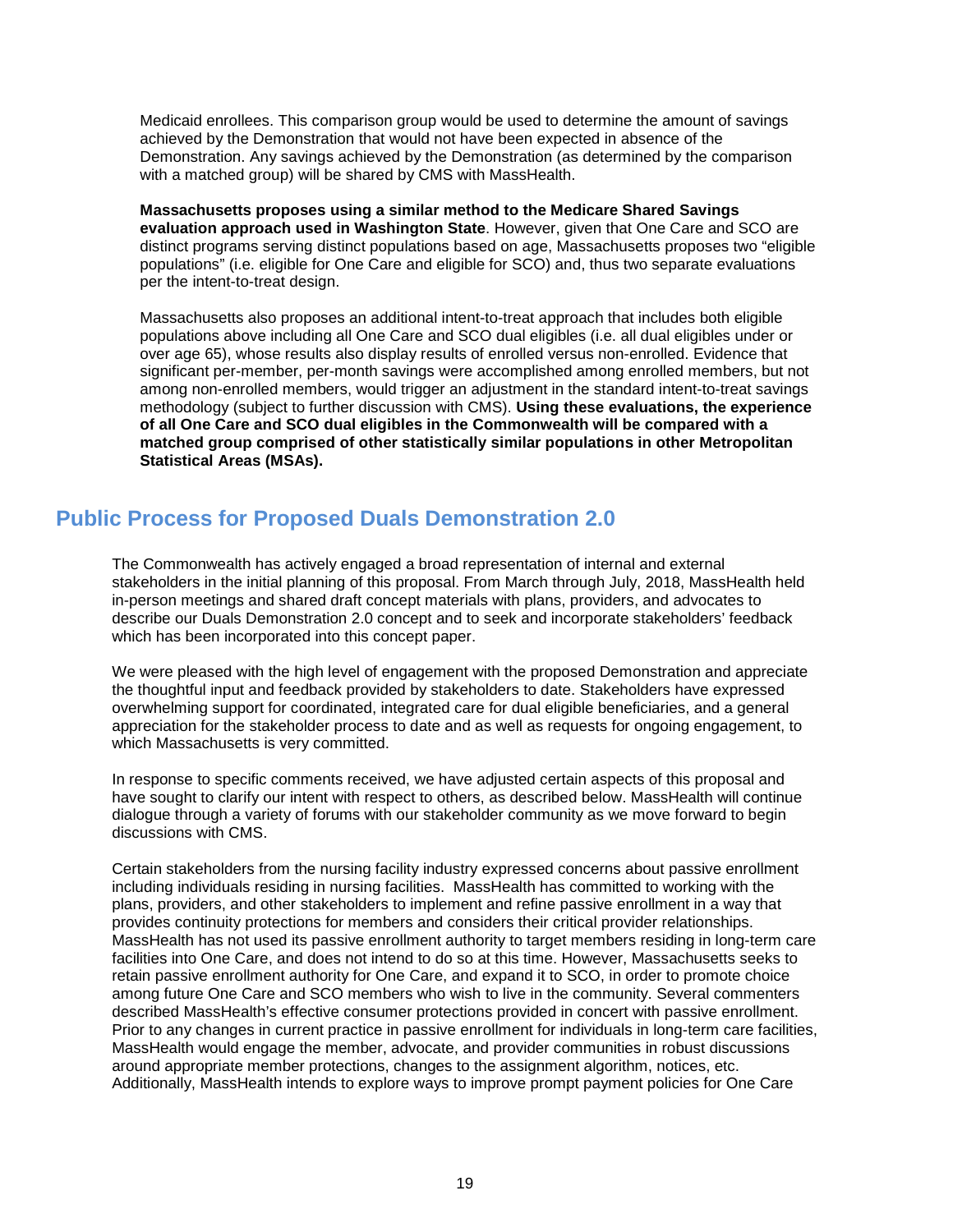Medicaid enrollees. This comparison group would be used to determine the amount of savings achieved by the Demonstration that would not have been expected in absence of the Demonstration. Any savings achieved by the Demonstration (as determined by the comparison with a matched group) will be shared by CMS with MassHealth.

**Massachusetts proposes using a similar method to the Medicare Shared Savings evaluation approach used in Washington State**. However, given that One Care and SCO are distinct programs serving distinct populations based on age, Massachusetts proposes two "eligible populations" (i.e. eligible for One Care and eligible for SCO) and, thus two separate evaluations per the intent-to-treat design.

Massachusetts also proposes an additional intent-to-treat approach that includes both eligible populations above including all One Care and SCO dual eligibles (i.e. all dual eligibles under or over age 65), whose results also display results of enrolled versus non-enrolled. Evidence that significant per-member, per-month savings were accomplished among enrolled members, but not among non-enrolled members, would trigger an adjustment in the standard intent-to-treat savings methodology (subject to further discussion with CMS). **Using these evaluations, the experience of all One Care and SCO dual eligibles in the Commonwealth will be compared with a matched group comprised of other statistically similar populations in other Metropolitan Statistical Areas (MSAs).**

## Public Process for Proposed Duals Demonstration 2.0

The Commonwealth has actively engaged a broad representation of internal and external stakeholders in the initial planning of this proposal. From March through July, 2018, MassHealth held in-person meetings and shared draft concept materials with plans, providers, and advocates to describe our Duals Demonstration 2.0 concept and to seek and incorporate stakeholders' feedback which has been incorporated into this concept paper.

We were pleased with the high level of engagement with the proposed Demonstration and appreciate the thoughtful input and feedback provided by stakeholders to date. Stakeholders have expressed overwhelming support for coordinated, integrated care for dual eligible beneficiaries, and a general appreciation for the stakeholder process to date and as well as requests for ongoing engagement, to which Massachusetts is very committed.

In response to specific comments received, we have adjusted certain aspects of this proposal and have sought to clarify our intent with respect to others, as described below. MassHealth will continue dialogue through a variety of forums with our stakeholder community as we move forward to begin discussions with CMS.

Certain stakeholders from the nursing facility industry expressed concerns about passive enrollment including individuals residing in nursing facilities. MassHealth has committed to working with the plans, providers, and other stakeholders to implement and refine passive enrollment in a way that provides continuity protections for members and considers their critical provider relationships. MassHealth has not used its passive enrollment authority to target members residing in long-term care facilities into One Care, and does not intend to do so at this time. However, Massachusetts seeks to retain passive enrollment authority for One Care, and expand it to SCO, in order to promote choice among future One Care and SCO members who wish to live in the community. Several commenters described MassHealth's effective consumer protections provided in concert with passive enrollment. Prior to any changes in current practice in passive enrollment for individuals in long-term care facilities, MassHealth would engage the member, advocate, and provider communities in robust discussions around appropriate member protections, changes to the assignment algorithm, notices, etc. Additionally, MassHealth intends to explore ways to improve prompt payment policies for One Care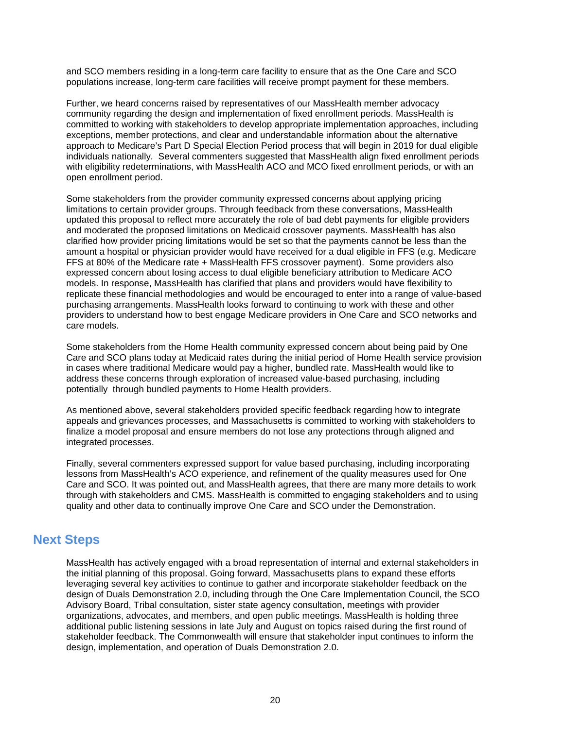and SCO members residing in a long-term care facility to ensure that as the One Care and SCO populations increase, long-term care facilities will receive prompt payment for these members.

Further, we heard concerns raised by representatives of our MassHealth member advocacy community regarding the design and implementation of fixed enrollment periods. MassHealth is committed to working with stakeholders to develop appropriate implementation approaches, including exceptions, member protections, and clear and understandable information about the alternative approach to Medicare's Part D Special Election Period process that will begin in 2019 for dual eligible individuals nationally. Several commenters suggested that MassHealth align fixed enrollment periods with eligibility redeterminations, with MassHealth ACO and MCO fixed enrollment periods, or with an open enrollment period.

Some stakeholders from the provider community expressed concerns about applying pricing limitations to certain provider groups. Through feedback from these conversations, MassHealth updated this proposal to reflect more accurately the role of bad debt payments for eligible providers and moderated the proposed limitations on Medicaid crossover payments. MassHealth has also clarified how provider pricing limitations would be set so that the payments cannot be less than the amount a hospital or physician provider would have received for a dual eligible in FFS (e.g. Medicare FFS at 80% of the Medicare rate + MassHealth FFS crossover payment). Some providers also expressed concern about losing access to dual eligible beneficiary attribution to Medicare ACO models. In response, MassHealth has clarified that plans and providers would have flexibility to replicate these financial methodologies and would be encouraged to enter into a range of value-based purchasing arrangements. MassHealth looks forward to continuing to work with these and other providers to understand how to best engage Medicare providers in One Care and SCO networks and care models.

Some stakeholders from the Home Health community expressed concern about being paid by One Care and SCO plans today at Medicaid rates during the initial period of Home Health service provision in cases where traditional Medicare would pay a higher, bundled rate. MassHealth would like to address these concerns through exploration of increased value-based purchasing, including potentially through bundled payments to Home Health providers.

As mentioned above, several stakeholders provided specific feedback regarding how to integrate appeals and grievances processes, and Massachusetts is committed to working with stakeholders to finalize a model proposal and ensure members do not lose any protections through aligned and integrated processes.

Finally, several commenters expressed support for value based purchasing, including incorporating lessons from MassHealth's ACO experience, and refinement of the quality measures used for One Care and SCO. It was pointed out, and MassHealth agrees, that there are many more details to work through with stakeholders and CMS. MassHealth is committed to engaging stakeholders and to using quality and other data to continually improve One Care and SCO under the Demonstration.

## Next Steps

MassHealth has actively engaged with a broad representation of internal and external stakeholders in the initial planning of this proposal. Going forward, Massachusetts plans to expand these efforts leveraging several key activities to continue to gather and incorporate stakeholder feedback on the design of Duals Demonstration 2.0, including through the One Care Implementation Council, the SCO Advisory Board, Tribal consultation, sister state agency consultation, meetings with provider organizations, advocates, and members, and open public meetings. MassHealth is holding three additional public listening sessions in late July and August on topics raised during the first round of stakeholder feedback. The Commonwealth will ensure that stakeholder input continues to inform the design, implementation, and operation of Duals Demonstration 2.0.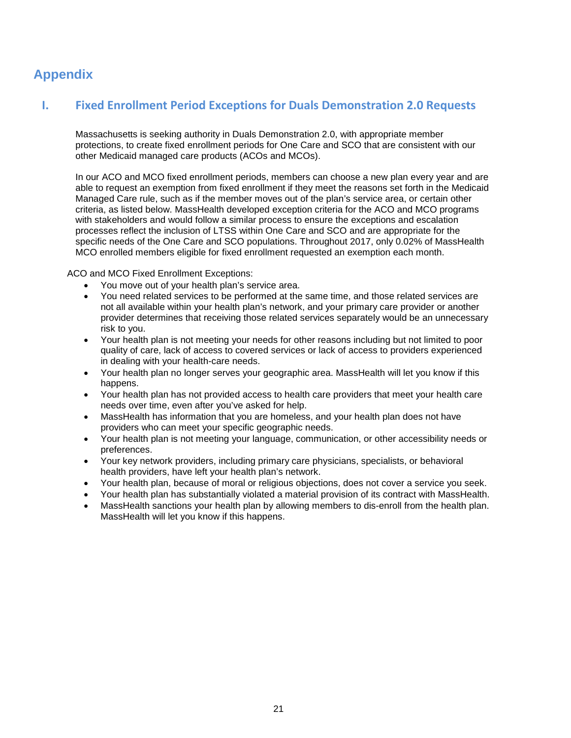# Appendix

## I. Fixed Enrollment Period Exceptions for Duals Demonstration 2.0 Requests

Massachusetts is seeking authority in Duals Demonstration 2.0, with appropriate member protections, to create fixed enrollment periods for One Care and SCO that are consistent with our other Medicaid managed care products (ACOs and MCOs).

In our ACO and MCO fixed enrollment periods, members can choose a new plan every year and are able to request an exemption from fixed enrollment if they meet the reasons set forth in the Medicaid Managed Care rule, such as if the member moves out of the plan's service area, or certain other criteria, as listed below. MassHealth developed exception criteria for the ACO and MCO programs with stakeholders and would follow a similar process to ensure the exceptions and escalation processes reflect the inclusion of LTSS within One Care and SCO and are appropriate for the specific needs of the One Care and SCO populations. Throughout 2017, only 0.02% of MassHealth MCO enrolled members eligible for fixed enrollment requested an exemption each month.

ACO and MCO Fixed Enrollment Exceptions:

- You move out of your health plan's service area.
- You need related services to be performed at the same time, and those related services are not all available within your health plan's network, and your primary care provider or another provider determines that receiving those related services separately would be an unnecessary risk to you.
- Your health plan is not meeting your needs for other reasons including but not limited to poor quality of care, lack of access to covered services or lack of access to providers experienced in dealing with your health-care needs.
- Your health plan no longer serves your geographic area. MassHealth will let you know if this happens.
- Your health plan has not provided access to health care providers that meet your health care needs over time, even after you've asked for help.
- MassHealth has information that you are homeless, and your health plan does not have providers who can meet your specific geographic needs.
- Your health plan is not meeting your language, communication, or other accessibility needs or preferences.
- Your key network providers, including primary care physicians, specialists, or behavioral health providers, have left your health plan's network.
- Your health plan, because of moral or religious objections, does not cover a service you seek.
- Your health plan has substantially violated a material provision of its contract with MassHealth.
- MassHealth sanctions your health plan by allowing members to dis-enroll from the health plan. MassHealth will let you know if this happens.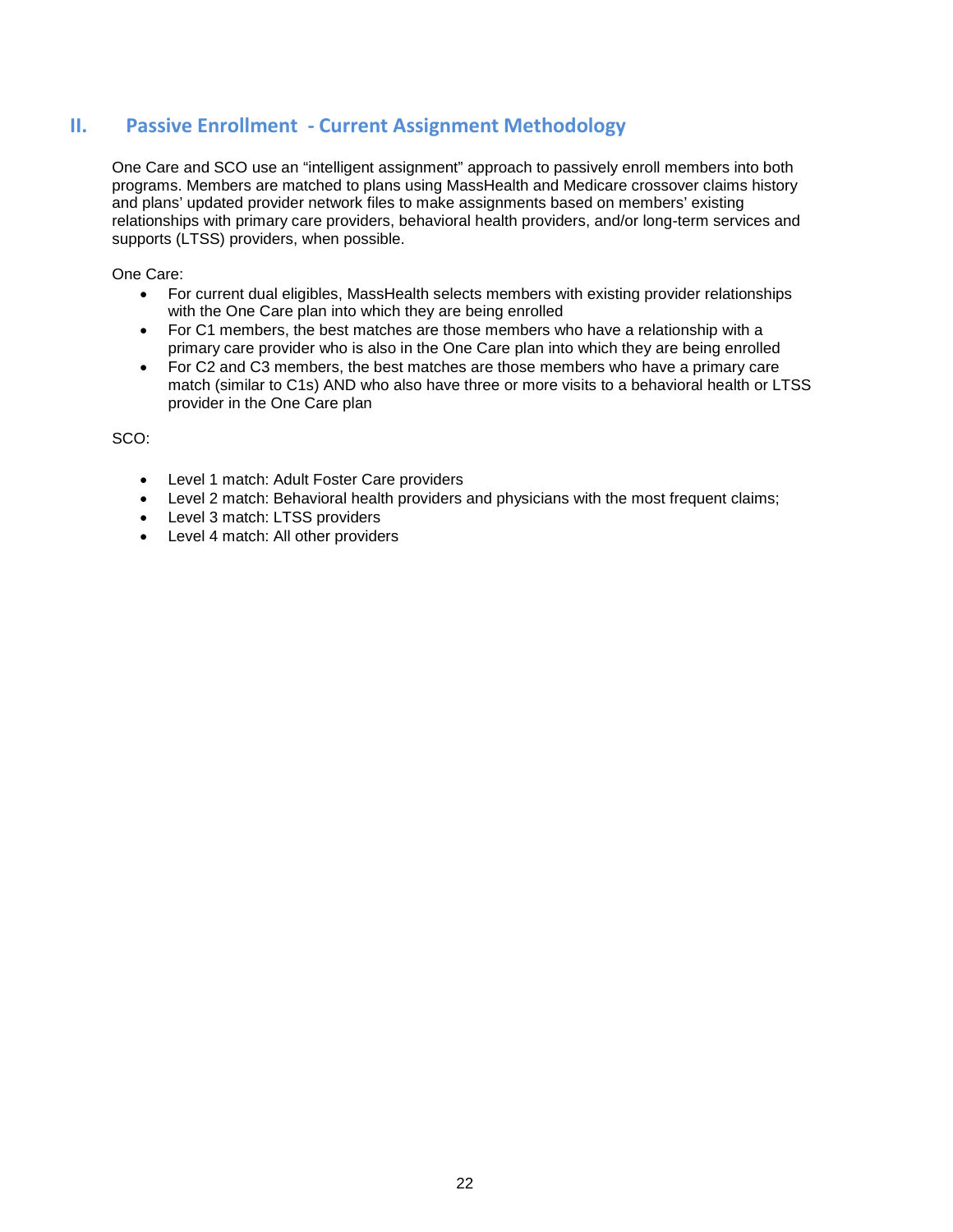## II. Passive Enrollment - Current Assignment Methodology

One Care and SCO use an “intelligent assignment” approach to passively enroll members into both programs. Members are matched to plans using MassHealth and Medicare crossover claims history and plans’ updated provider network files to make assignments based on members’ existing relationships with primary care providers, behavioral health providers, and/or long-term services and supports (LTSS) providers, when possible.

One Care:

- For current dual eligibles, MassHealth selects members with existing provider relationships with the One Care plan into which they are being enrolled
- For C1 members, the best matches are those members who have a relationship with a primary care provider who is also in the One Care plan into which they are being enrolled
- For C2 and C3 members, the best matches are those members who have a primary care match (similar to C1s) AND who also have three or more visits to a behavioral health or LTSS provider in the One Care plan

SCO:

- Level 1 match: Adult Foster Care providers
- Level 2 match: Behavioral health providers and physicians with the most frequent claims;
- Level 3 match: LTSS providers
- Level 4 match: All other providers